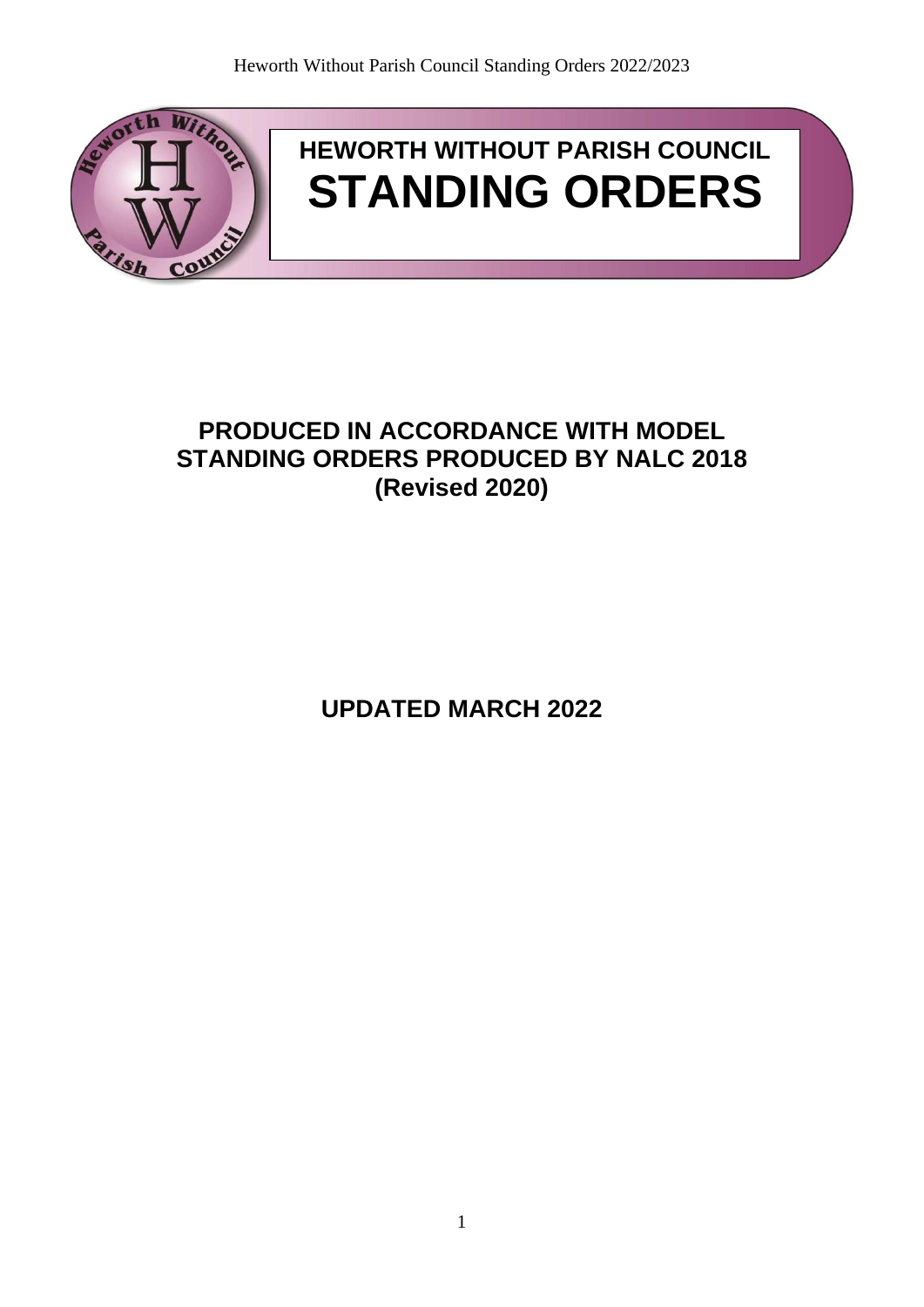# HEWORTH WITHOUT PARISH COUNCIL

# STANDING ORDERS

## PRODUCED IN ACCORDANCE WITH MODEL STANDING ORDERS PRODUCED BY NALC 2018 (Revised 2020)

## UPDATED MARCH 2022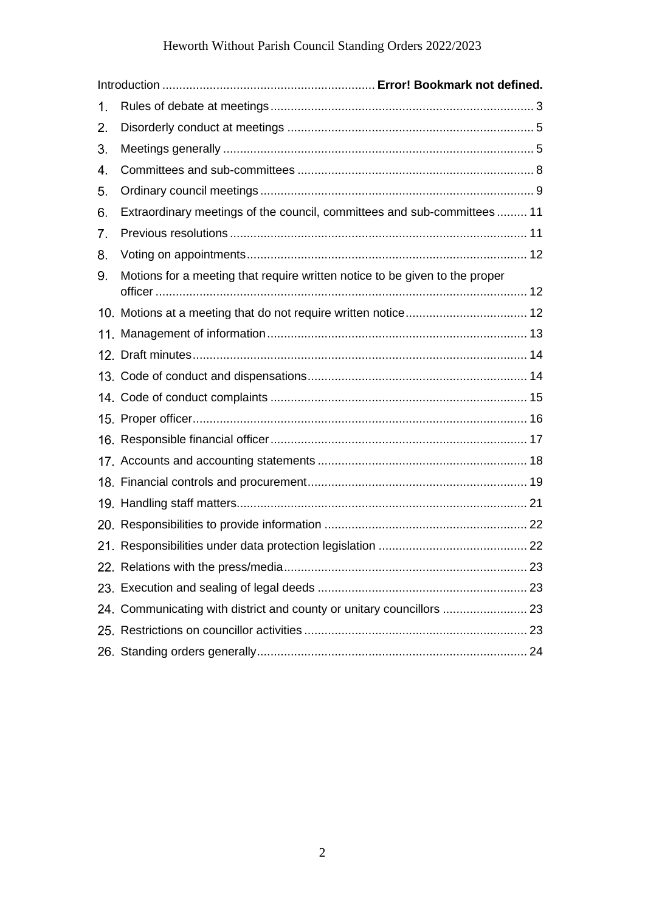Introduction .............................................................. **Error! Bookmark not defined.**

1. Rules of debate at meetings ........................................................................... 3
2. Disorderly conduct at meetings ...................................................................... 5
3. Meetings generally .......................................................................................... 5
4. Committees and sub-committees ................................................................... 8
5. Ordinary council meetings .............................................................................. 9
6. Extraordinary meetings of the council, committees and sub-committees ......... 11
7. Previous resolutions ....................................................................................... 11
8. Voting on appointments .................................................................................. 12
9. Motions for a meeting that require written notice to be given to the proper officer ............................................................................................................ 12
10. Motions at a meeting that do not require written notice .................................... 12
11. Management of information ........................................................................... 13
12. Draft minutes .................................................................................................. 14
13. Code of conduct and dispensations ................................................................ 14
14. Code of conduct complaints ........................................................................... 15
15. Proper officer .................................................................................................. 16
16. Responsible financial officer ........................................................................... 17
17. Accounts and accounting statements ............................................................. 18
18. Financial controls and procurement ................................................................ 19
19. Handling staff matters ..................................................................................... 21
20. Responsibilities to provide information ........................................................... 22
21. Responsibilities under data protection legislation ............................................ 22
22. Relations with the press/media ........................................................................ 23
23. Execution and sealing of legal deeds .............................................................. 23
24. Communicating with district and county or unitary councillors ......................... 23
25. Restrictions on councillor activities .................................................................. 23
26. Standing orders generally ................................................................................ 24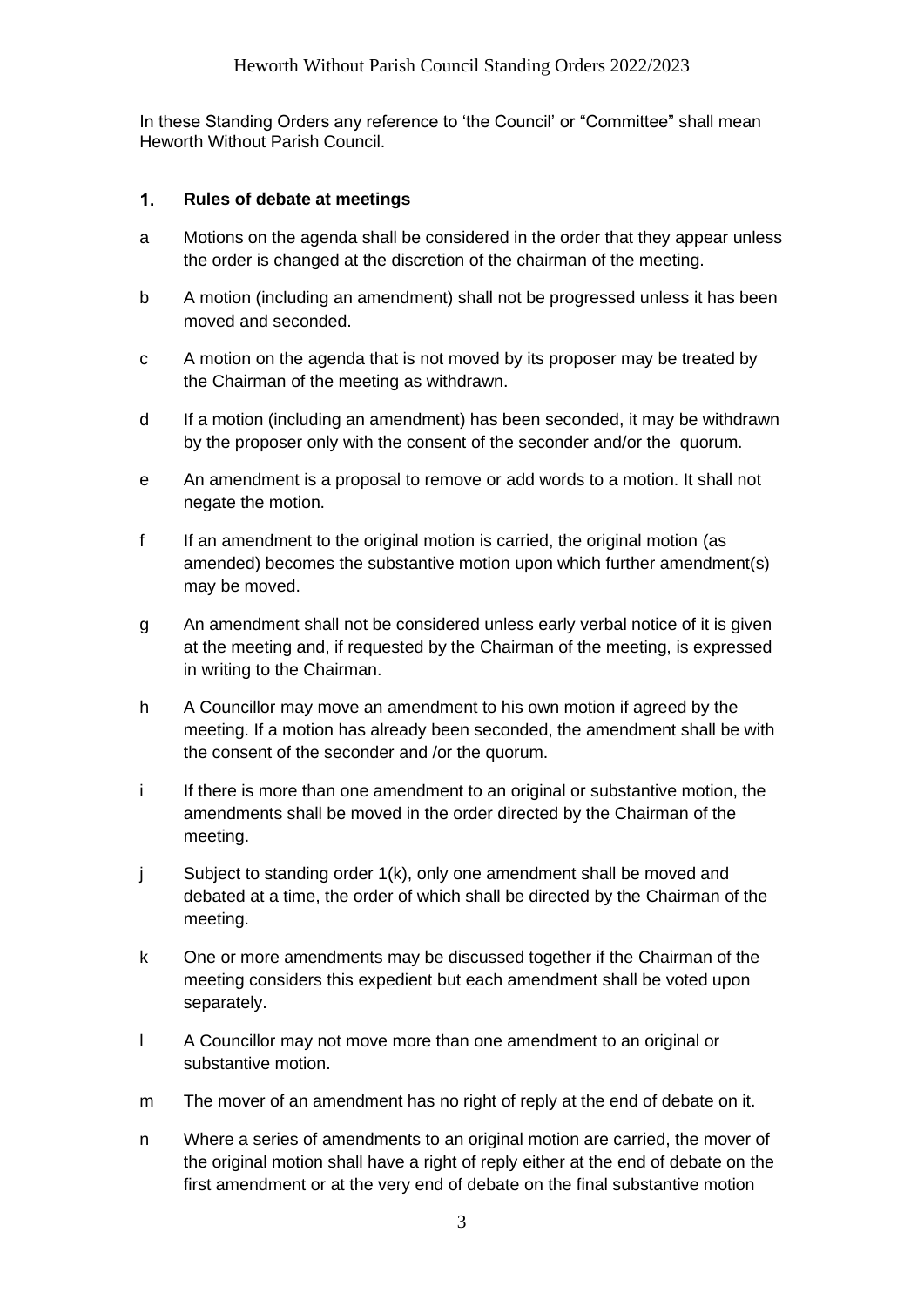In these Standing Orders any reference to 'the Council' or "Committee" shall mean Heworth Without Parish Council.

## 1. Rules of debate at meetings

a Motions on the agenda shall be considered in the order that they appear unless the order is changed at the discretion of the chairman of the meeting.

b A motion (including an amendment) shall not be progressed unless it has been moved and seconded.

c A motion on the agenda that is not moved by its proposer may be treated by the Chairman of the meeting as withdrawn.

d If a motion (including an amendment) has been seconded, it may be withdrawn by the proposer only with the consent of the seconder and/or the quorum.

e An amendment is a proposal to remove or add words to a motion. It shall not negate the motion.

f If an amendment to the original motion is carried, the original motion (as amended) becomes the substantive motion upon which further amendment(s) may be moved.

g An amendment shall not be considered unless early verbal notice of it is given at the meeting and, if requested by the Chairman of the meeting, is expressed in writing to the Chairman.

h A Councillor may move an amendment to his own motion if agreed by the meeting. If a motion has already been seconded, the amendment shall be with the consent of the seconder and /or the quorum.

i If there is more than one amendment to an original or substantive motion, the amendments shall be moved in the order directed by the Chairman of the meeting.

j Subject to standing order 1(k), only one amendment shall be moved and debated at a time, the order of which shall be directed by the Chairman of the meeting.

k One or more amendments may be discussed together if the Chairman of the meeting considers this expedient but each amendment shall be voted upon separately.

l A Councillor may not move more than one amendment to an original or substantive motion.

m The mover of an amendment has no right of reply at the end of debate on it.

n Where a series of amendments to an original motion are carried, the mover of the original motion shall have a right of reply either at the end of debate on the first amendment or at the very end of debate on the final substantive motion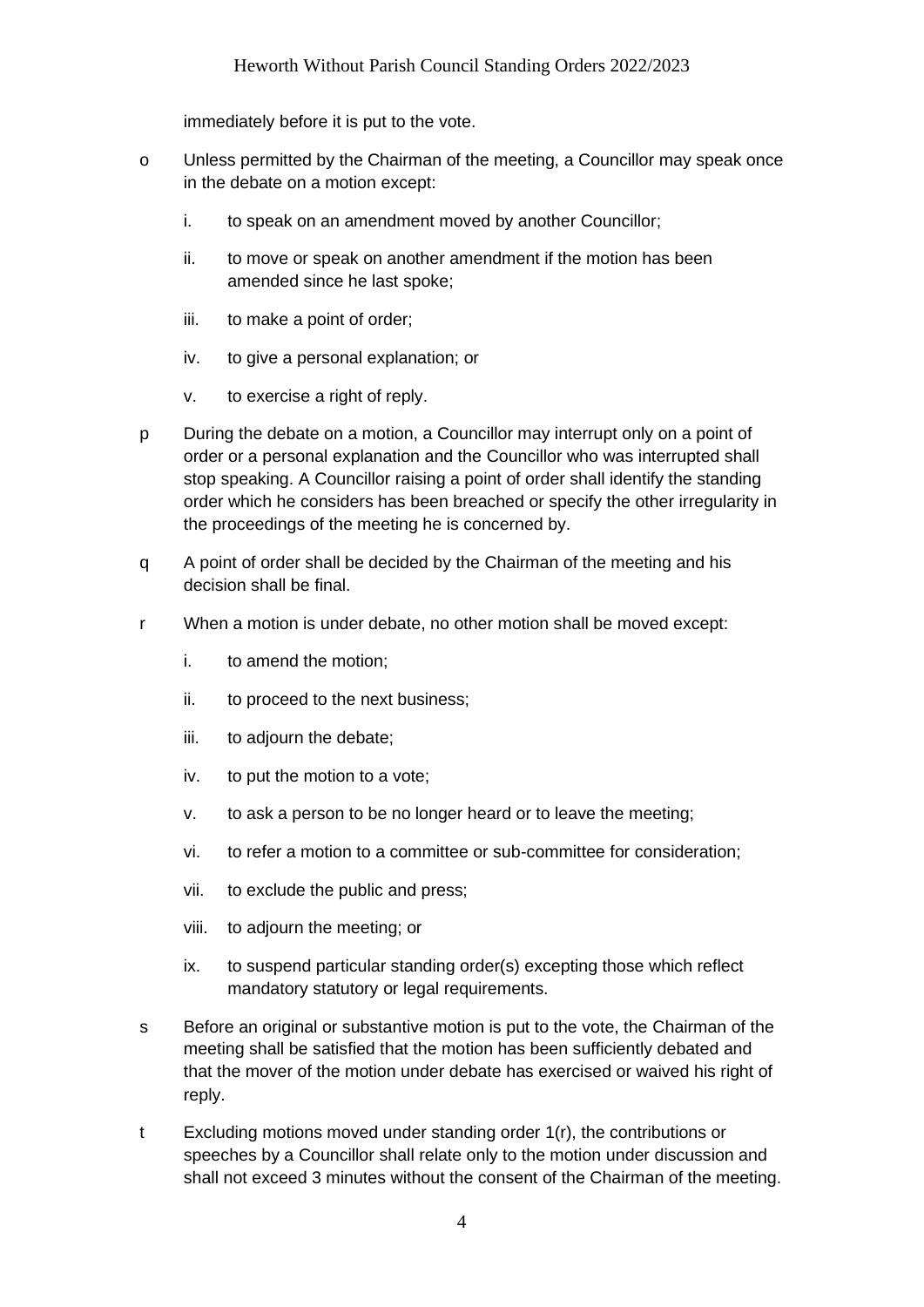immediately before it is put to the vote.

o Unless permitted by the Chairman of the meeting, a Councillor may speak once in the debate on a motion except:

   i. to speak on an amendment moved by another Councillor;

   ii. to move or speak on another amendment if the motion has been amended since he last spoke;

   iii. to make a point of order;

   iv. to give a personal explanation; or

   v. to exercise a right of reply.

p During the debate on a motion, a Councillor may interrupt only on a point of order or a personal explanation and the Councillor who was interrupted shall stop speaking. A Councillor raising a point of order shall identify the standing order which he considers has been breached or specify the other irregularity in the proceedings of the meeting he is concerned by.

q A point of order shall be decided by the Chairman of the meeting and his decision shall be final.

r When a motion is under debate, no other motion shall be moved except:

   i. to amend the motion;

   ii. to proceed to the next business;

   iii. to adjourn the debate;

   iv. to put the motion to a vote;

   v. to ask a person to be no longer heard or to leave the meeting;

   vi. to refer a motion to a committee or sub-committee for consideration;

   vii. to exclude the public and press;

   viii. to adjourn the meeting; or

   ix. to suspend particular standing order(s) excepting those which reflect mandatory statutory or legal requirements.

s Before an original or substantive motion is put to the vote, the Chairman of the meeting shall be satisfied that the motion has been sufficiently debated and that the mover of the motion under debate has exercised or waived his right of reply.

t Excluding motions moved under standing order 1(r), the contributions or speeches by a Councillor shall relate only to the motion under discussion and shall not exceed 3 minutes without the consent of the Chairman of the meeting.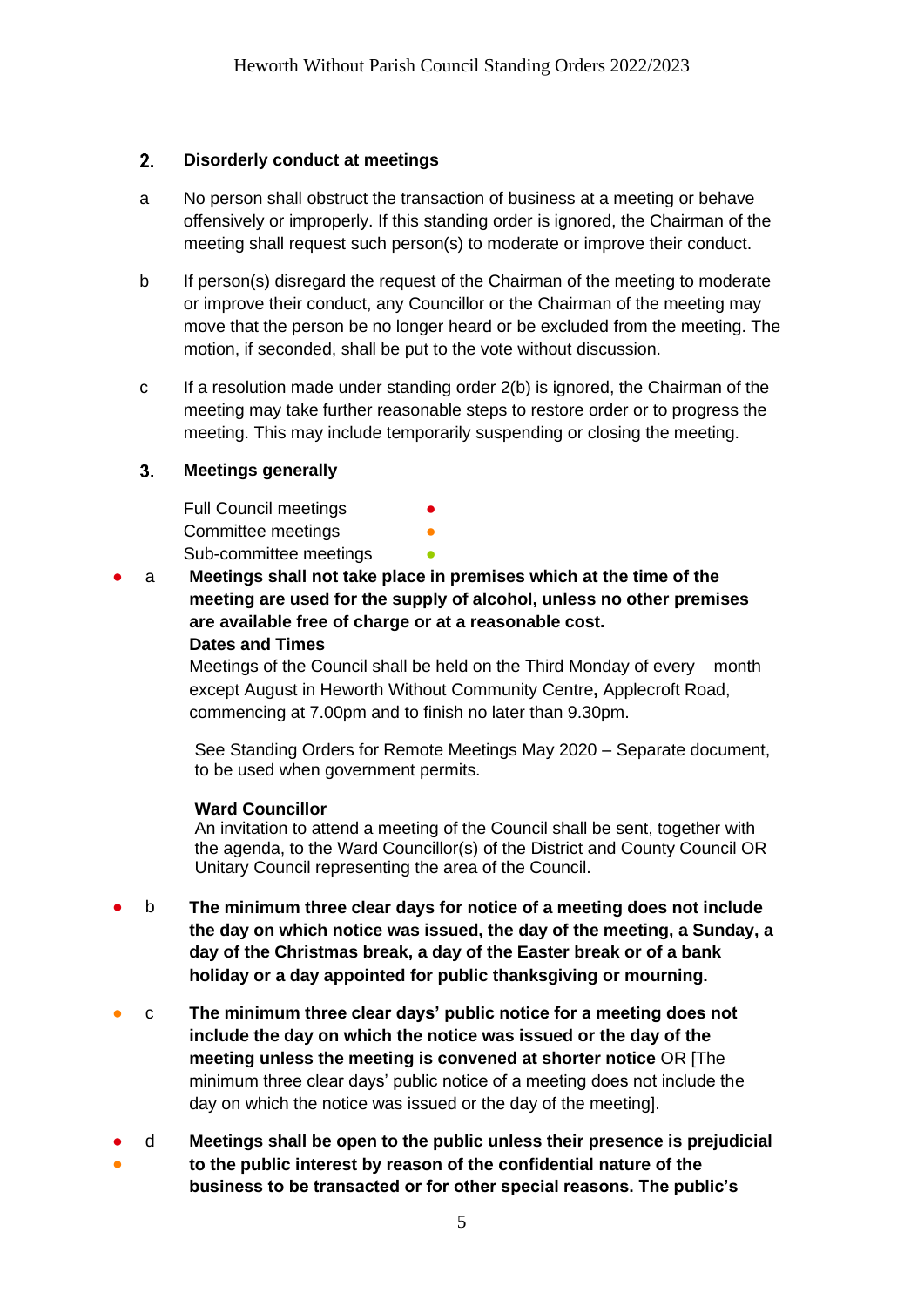## 2. Disorderly conduct at meetings

a No person shall obstruct the transaction of business at a meeting or behave offensively or improperly. If this standing order is ignored, the Chairman of the meeting shall request such person(s) to moderate or improve their conduct.

b If person(s) disregard the request of the Chairman of the meeting to moderate or improve their conduct, any Councillor or the Chairman of the meeting may move that the person be no longer heard or be excluded from the meeting. The motion, if seconded, shall be put to the vote without discussion.

c If a resolution made under standing order 2(b) is ignored, the Chairman of the meeting may take further reasonable steps to restore order or to progress the meeting. This may include temporarily suspending or closing the meeting.

## 3. Meetings generally

Full Council meetings ●
Committee meetings ●
Sub-committee meetings ●

● a **Meetings shall not take place in premises which at the time of the meeting are used for the supply of alcohol, unless no other premises are available free of charge or at a reasonable cost.**

**Dates and Times**

Meetings of the Council shall be held on the Third Monday of every month except August in Heworth Without Community Centre**,** Applecroft Road, commencing at 7.00pm and to finish no later than 9.30pm.

See Standing Orders for Remote Meetings May 2020 – Separate document, to be used when government permits.

**Ward Councillor**

An invitation to attend a meeting of the Council shall be sent, together with the agenda, to the Ward Councillor(s) of the District and County Council OR Unitary Council representing the area of the Council.

● b **The minimum three clear days for notice of a meeting does not include the day on which notice was issued, the day of the meeting, a Sunday, a day of the Christmas break, a day of the Easter break or of a bank holiday or a day appointed for public thanksgiving or mourning.**

● c **The minimum three clear days' public notice for a meeting does not include the day on which the notice was issued or the day of the meeting unless the meeting is convened at shorter notice** OR [The minimum three clear days' public notice of a meeting does not include the day on which the notice was issued or the day of the meeting].

● ● d **Meetings shall be open to the public unless their presence is prejudicial to the public interest by reason of the confidential nature of the business to be transacted or for other special reasons. The public's**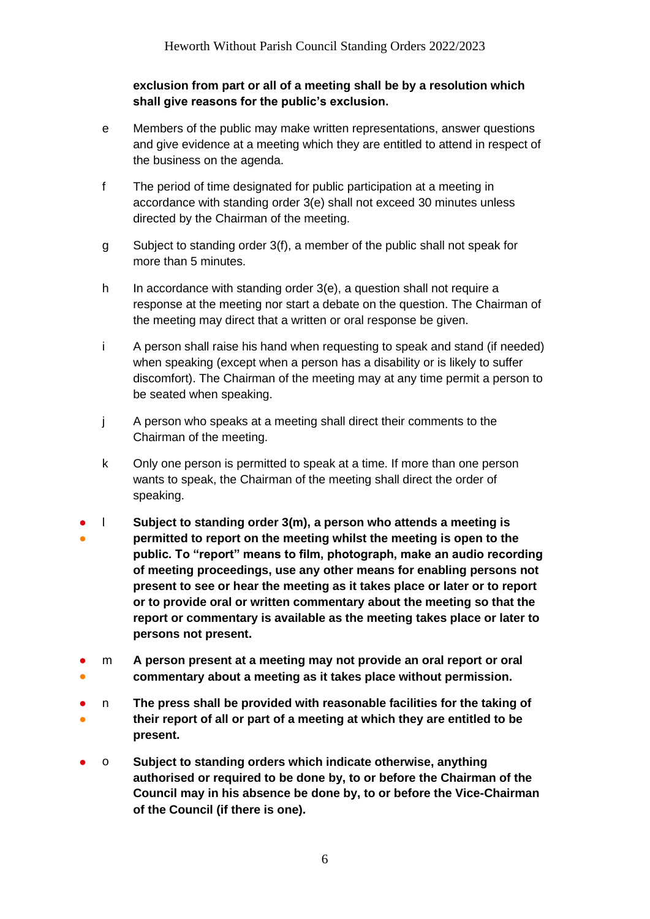**exclusion from part or all of a meeting shall be by a resolution which shall give reasons for the public's exclusion.**

e Members of the public may make written representations, answer questions and give evidence at a meeting which they are entitled to attend in respect of the business on the agenda.

f The period of time designated for public participation at a meeting in accordance with standing order 3(e) shall not exceed 30 minutes unless directed by the Chairman of the meeting.

g Subject to standing order 3(f), a member of the public shall not speak for more than 5 minutes.

h In accordance with standing order 3(e), a question shall not require a response at the meeting nor start a debate on the question. The Chairman of the meeting may direct that a written or oral response be given.

i A person shall raise his hand when requesting to speak and stand (if needed) when speaking (except when a person has a disability or is likely to suffer discomfort). The Chairman of the meeting may at any time permit a person to be seated when speaking.

j A person who speaks at a meeting shall direct their comments to the Chairman of the meeting.

k Only one person is permitted to speak at a time. If more than one person wants to speak, the Chairman of the meeting shall direct the order of speaking.

● ● l **Subject to standing order 3(m), a person who attends a meeting is permitted to report on the meeting whilst the meeting is open to the public. To "report" means to film, photograph, make an audio recording of meeting proceedings, use any other means for enabling persons not present to see or hear the meeting as it takes place or later or to report or to provide oral or written commentary about the meeting so that the report or commentary is available as the meeting takes place or later to persons not present.**

● ● m **A person present at a meeting may not provide an oral report or oral commentary about a meeting as it takes place without permission.**

● ● n **The press shall be provided with reasonable facilities for the taking of their report of all or part of a meeting at which they are entitled to be present.**

● o **Subject to standing orders which indicate otherwise, anything authorised or required to be done by, to or before the Chairman of the Council may in his absence be done by, to or before the Vice-Chairman of the Council (if there is one).**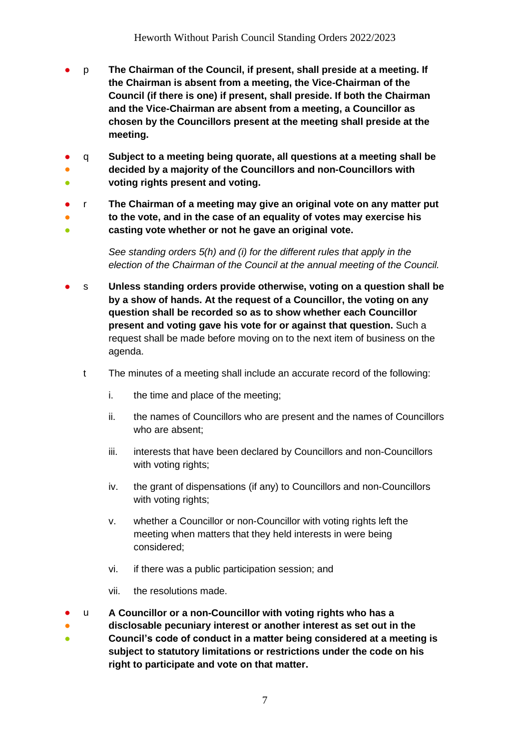● p **The Chairman of the Council, if present, shall preside at a meeting. If the Chairman is absent from a meeting, the Vice-Chairman of the Council (if there is one) if present, shall preside. If both the Chairman and the Vice-Chairman are absent from a meeting, a Councillor as chosen by the Councillors present at the meeting shall preside at the meeting.**

● ● ● q **Subject to a meeting being quorate, all questions at a meeting shall be decided by a majority of the Councillors and non-Councillors with voting rights present and voting.**

● ● ● r **The Chairman of a meeting may give an original vote on any matter put to the vote, and in the case of an equality of votes may exercise his casting vote whether or not he gave an original vote.**

*See standing orders 5(h) and (i) for the different rules that apply in the election of the Chairman of the Council at the annual meeting of the Council.*

● s **Unless standing orders provide otherwise, voting on a question shall be by a show of hands. At the request of a Councillor, the voting on any question shall be recorded so as to show whether each Councillor present and voting gave his vote for or against that question.** Such a request shall be made before moving on to the next item of business on the agenda.

t The minutes of a meeting shall include an accurate record of the following:

i. the time and place of the meeting;

ii. the names of Councillors who are present and the names of Councillors who are absent;

iii. interests that have been declared by Councillors and non-Councillors with voting rights;

iv. the grant of dispensations (if any) to Councillors and non-Councillors with voting rights;

v. whether a Councillor or non-Councillor with voting rights left the meeting when matters that they held interests in were being considered;

vi. if there was a public participation session; and

vii. the resolutions made.

● ● ● u **A Councillor or a non-Councillor with voting rights who has a disclosable pecuniary interest or another interest as set out in the Council's code of conduct in a matter being considered at a meeting is subject to statutory limitations or restrictions under the code on his right to participate and vote on that matter.**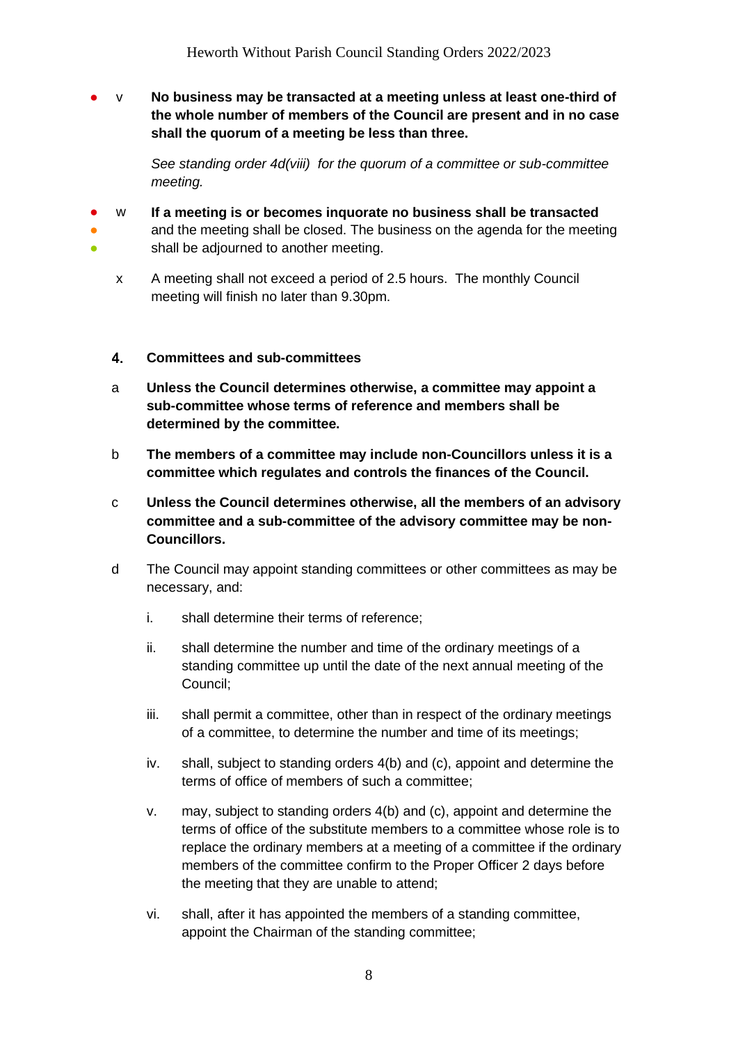- v **No business may be transacted at a meeting unless at least one-third of the whole number of members of the Council are present and in no case shall the quorum of a meeting be less than three.**

  *See standing order 4d(viii) for the quorum of a committee or sub-committee meeting.*

- w **If a meeting is or becomes inquorate no business shall be transacted** and the meeting shall be closed. The business on the agenda for the meeting shall be adjourned to another meeting.

- x A meeting shall not exceed a period of 2.5 hours. The monthly Council meeting will finish no later than 9.30pm.

## 4. Committees and sub-committees

a **Unless the Council determines otherwise, a committee may appoint a sub-committee whose terms of reference and members shall be determined by the committee.**

b **The members of a committee may include non-Councillors unless it is a committee which regulates and controls the finances of the Council.**

c **Unless the Council determines otherwise, all the members of an advisory committee and a sub-committee of the advisory committee may be non-Councillors.**

d The Council may appoint standing committees or other committees as may be necessary, and:

   i. shall determine their terms of reference;

   ii. shall determine the number and time of the ordinary meetings of a standing committee up until the date of the next annual meeting of the Council;

   iii. shall permit a committee, other than in respect of the ordinary meetings of a committee, to determine the number and time of its meetings;

   iv. shall, subject to standing orders 4(b) and (c), appoint and determine the terms of office of members of such a committee;

   v. may, subject to standing orders 4(b) and (c), appoint and determine the terms of office of the substitute members to a committee whose role is to replace the ordinary members at a meeting of a committee if the ordinary members of the committee confirm to the Proper Officer 2 days before the meeting that they are unable to attend;

   vi. shall, after it has appointed the members of a standing committee, appoint the Chairman of the standing committee;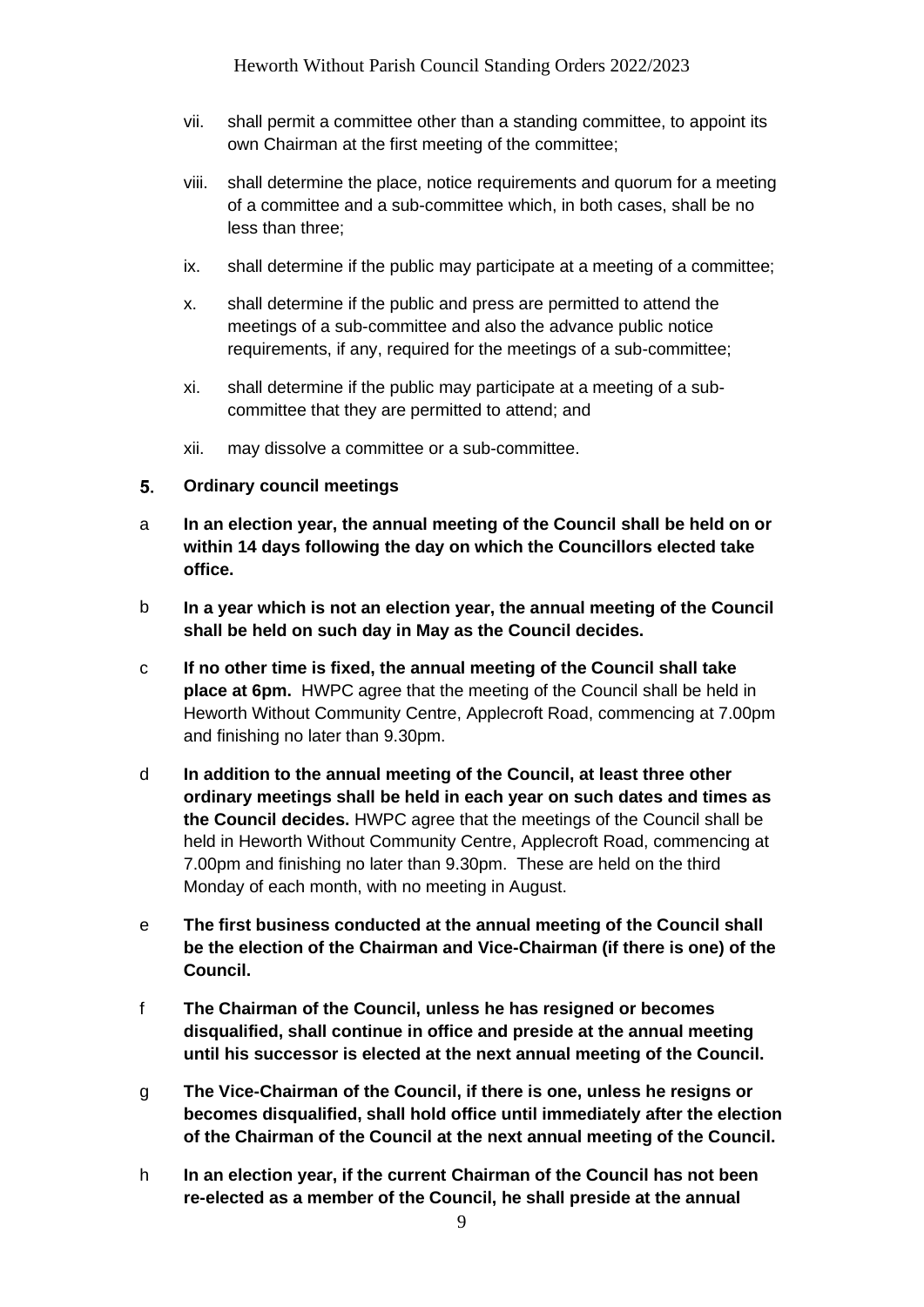vii. shall permit a committee other than a standing committee, to appoint its own Chairman at the first meeting of the committee;

viii. shall determine the place, notice requirements and quorum for a meeting of a committee and a sub-committee which, in both cases, shall be no less than three;

ix. shall determine if the public may participate at a meeting of a committee;

x. shall determine if the public and press are permitted to attend the meetings of a sub-committee and also the advance public notice requirements, if any, required for the meetings of a sub-committee;

xi. shall determine if the public may participate at a meeting of a sub-committee that they are permitted to attend; and

xii. may dissolve a committee or a sub-committee.

## 5. Ordinary council meetings

a **In an election year, the annual meeting of the Council shall be held on or within 14 days following the day on which the Councillors elected take office.**

b **In a year which is not an election year, the annual meeting of the Council shall be held on such day in May as the Council decides.**

c **If no other time is fixed, the annual meeting of the Council shall take place at 6pm.** HWPC agree that the meeting of the Council shall be held in Heworth Without Community Centre, Applecroft Road, commencing at 7.00pm and finishing no later than 9.30pm.

d **In addition to the annual meeting of the Council, at least three other ordinary meetings shall be held in each year on such dates and times as the Council decides.** HWPC agree that the meetings of the Council shall be held in Heworth Without Community Centre, Applecroft Road, commencing at 7.00pm and finishing no later than 9.30pm. These are held on the third Monday of each month, with no meeting in August.

e **The first business conducted at the annual meeting of the Council shall be the election of the Chairman and Vice-Chairman (if there is one) of the Council.**

f **The Chairman of the Council, unless he has resigned or becomes disqualified, shall continue in office and preside at the annual meeting until his successor is elected at the next annual meeting of the Council.**

g **The Vice-Chairman of the Council, if there is one, unless he resigns or becomes disqualified, shall hold office until immediately after the election of the Chairman of the Council at the next annual meeting of the Council.**

h **In an election year, if the current Chairman of the Council has not been re-elected as a member of the Council, he shall preside at the annual**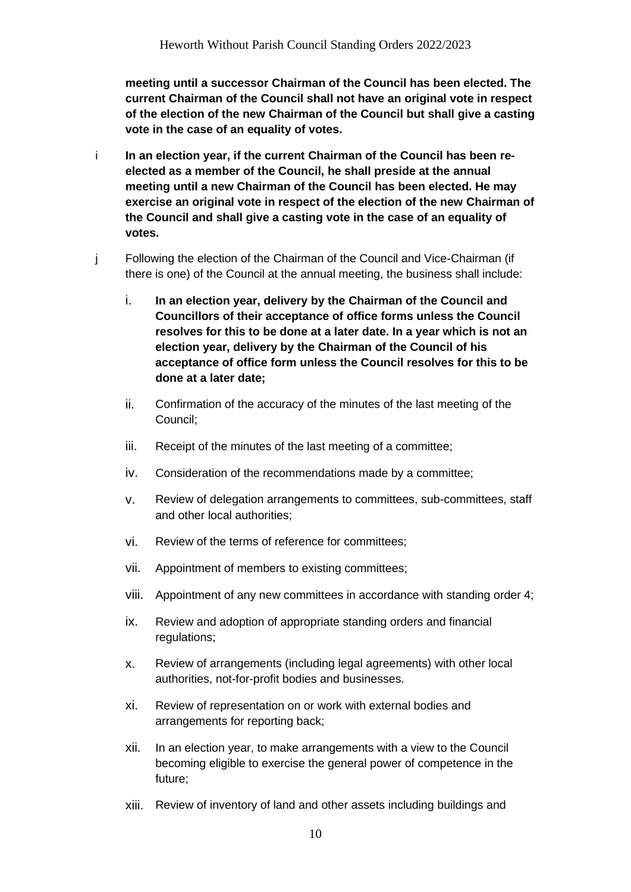**meeting until a successor Chairman of the Council has been elected. The current Chairman of the Council shall not have an original vote in respect of the election of the new Chairman of the Council but shall give a casting vote in the case of an equality of votes.**

i **In an election year, if the current Chairman of the Council has been re-elected as a member of the Council, he shall preside at the annual meeting until a new Chairman of the Council has been elected. He may exercise an original vote in respect of the election of the new Chairman of the Council and shall give a casting vote in the case of an equality of votes.**

j Following the election of the Chairman of the Council and Vice-Chairman (if there is one) of the Council at the annual meeting, the business shall include:

i. **In an election year, delivery by the Chairman of the Council and Councillors of their acceptance of office forms unless the Council resolves for this to be done at a later date. In a year which is not an election year, delivery by the Chairman of the Council of his acceptance of office form unless the Council resolves for this to be done at a later date;**

ii. Confirmation of the accuracy of the minutes of the last meeting of the Council;

iii. Receipt of the minutes of the last meeting of a committee;

iv. Consideration of the recommendations made by a committee;

v. Review of delegation arrangements to committees, sub-committees, staff and other local authorities;

vi. Review of the terms of reference for committees;

vii. Appointment of members to existing committees;

viii. Appointment of any new committees in accordance with standing order 4;

ix. Review and adoption of appropriate standing orders and financial regulations;

x. Review of arrangements (including legal agreements) with other local authorities, not-for-profit bodies and businesses.

xi. Review of representation on or work with external bodies and arrangements for reporting back;

xii. In an election year, to make arrangements with a view to the Council becoming eligible to exercise the general power of competence in the future;

xiii. Review of inventory of land and other assets including buildings and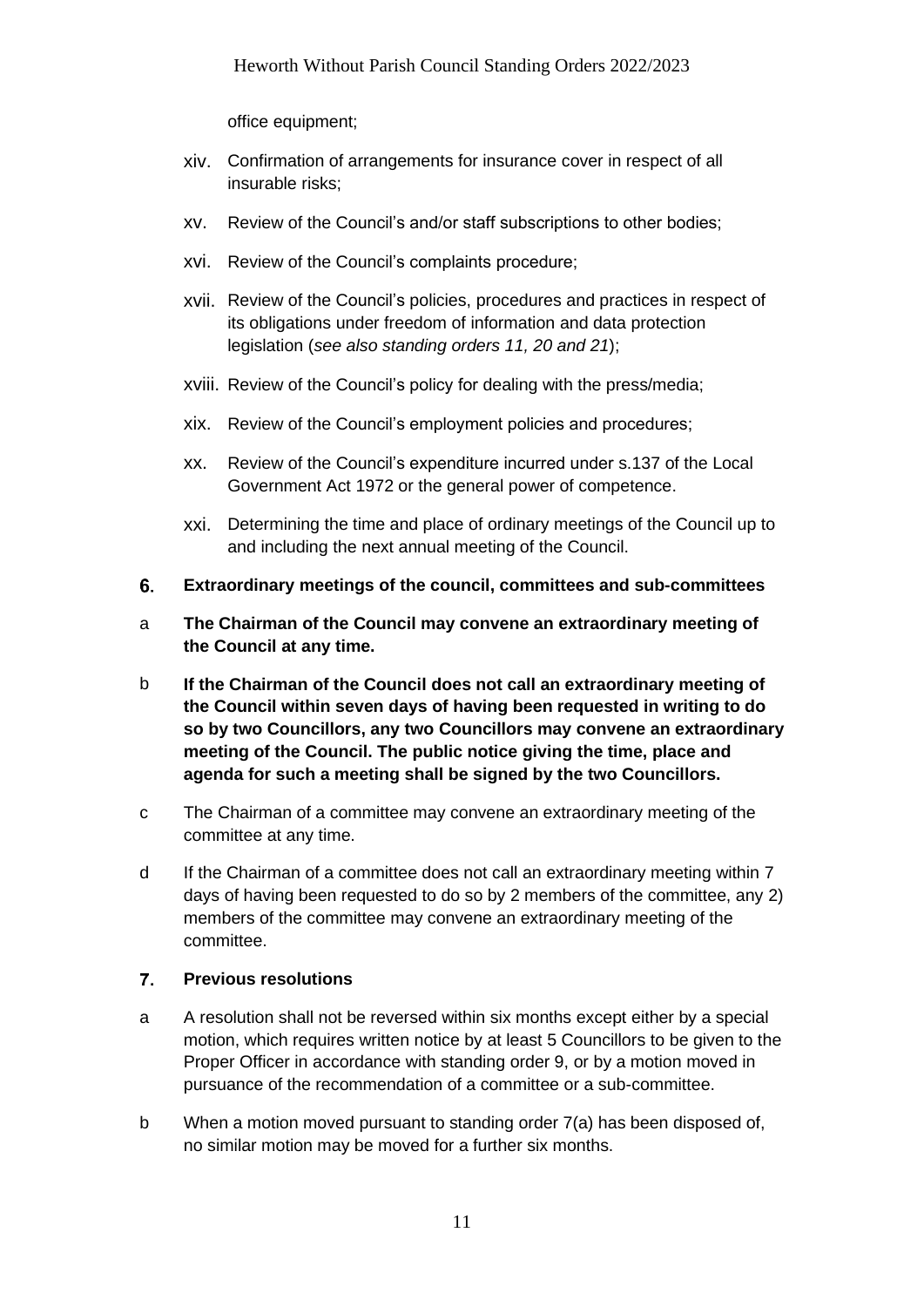office equipment;

xiv. Confirmation of arrangements for insurance cover in respect of all insurable risks;

xv. Review of the Council's and/or staff subscriptions to other bodies;

xvi. Review of the Council's complaints procedure;

xvii. Review of the Council's policies, procedures and practices in respect of its obligations under freedom of information and data protection legislation (*see also standing orders 11, 20 and 21*);

xviii. Review of the Council's policy for dealing with the press/media;

xix. Review of the Council's employment policies and procedures;

xx. Review of the Council's expenditure incurred under s.137 of the Local Government Act 1972 or the general power of competence.

xxi. Determining the time and place of ordinary meetings of the Council up to and including the next annual meeting of the Council.

## 6. Extraordinary meetings of the council, committees and sub-committees

a **The Chairman of the Council may convene an extraordinary meeting of the Council at any time.**

b **If the Chairman of the Council does not call an extraordinary meeting of the Council within seven days of having been requested in writing to do so by two Councillors, any two Councillors may convene an extraordinary meeting of the Council. The public notice giving the time, place and agenda for such a meeting shall be signed by the two Councillors.**

c The Chairman of a committee may convene an extraordinary meeting of the committee at any time.

d If the Chairman of a committee does not call an extraordinary meeting within 7 days of having been requested to do so by 2 members of the committee, any 2) members of the committee may convene an extraordinary meeting of the committee.

## 7. Previous resolutions

a A resolution shall not be reversed within six months except either by a special motion, which requires written notice by at least 5 Councillors to be given to the Proper Officer in accordance with standing order 9, or by a motion moved in pursuance of the recommendation of a committee or a sub-committee.

b When a motion moved pursuant to standing order 7(a) has been disposed of, no similar motion may be moved for a further six months.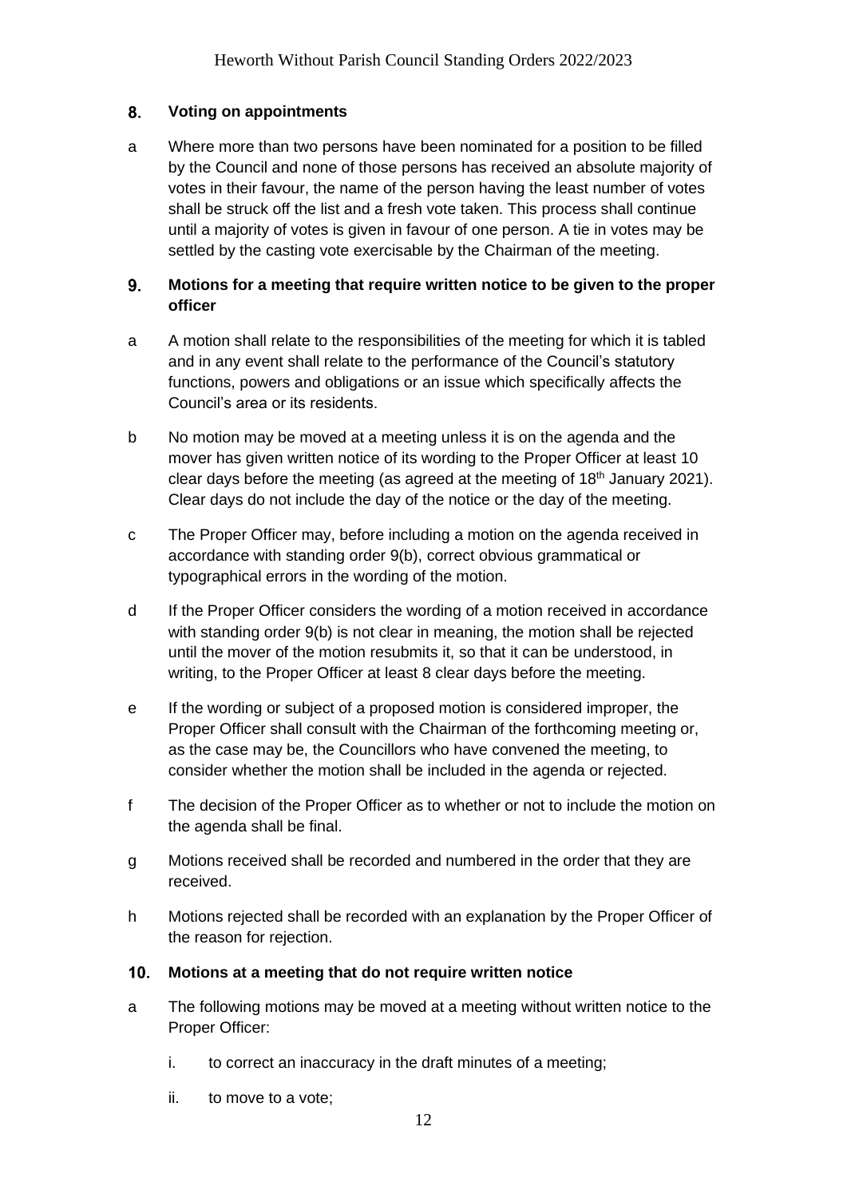## 8. Voting on appointments

a Where more than two persons have been nominated for a position to be filled by the Council and none of those persons has received an absolute majority of votes in their favour, the name of the person having the least number of votes shall be struck off the list and a fresh vote taken. This process shall continue until a majority of votes is given in favour of one person. A tie in votes may be settled by the casting vote exercisable by the Chairman of the meeting.

## 9. Motions for a meeting that require written notice to be given to the proper officer

a A motion shall relate to the responsibilities of the meeting for which it is tabled and in any event shall relate to the performance of the Council's statutory functions, powers and obligations or an issue which specifically affects the Council's area or its residents.

b No motion may be moved at a meeting unless it is on the agenda and the mover has given written notice of its wording to the Proper Officer at least 10 clear days before the meeting (as agreed at the meeting of 18th January 2021). Clear days do not include the day of the notice or the day of the meeting.

c The Proper Officer may, before including a motion on the agenda received in accordance with standing order 9(b), correct obvious grammatical or typographical errors in the wording of the motion.

d If the Proper Officer considers the wording of a motion received in accordance with standing order 9(b) is not clear in meaning, the motion shall be rejected until the mover of the motion resubmits it, so that it can be understood, in writing, to the Proper Officer at least 8 clear days before the meeting.

e If the wording or subject of a proposed motion is considered improper, the Proper Officer shall consult with the Chairman of the forthcoming meeting or, as the case may be, the Councillors who have convened the meeting, to consider whether the motion shall be included in the agenda or rejected.

f The decision of the Proper Officer as to whether or not to include the motion on the agenda shall be final.

g Motions received shall be recorded and numbered in the order that they are received.

h Motions rejected shall be recorded with an explanation by the Proper Officer of the reason for rejection.

## 10. Motions at a meeting that do not require written notice

a The following motions may be moved at a meeting without written notice to the Proper Officer:

   i. to correct an inaccuracy in the draft minutes of a meeting;

   ii. to move to a vote;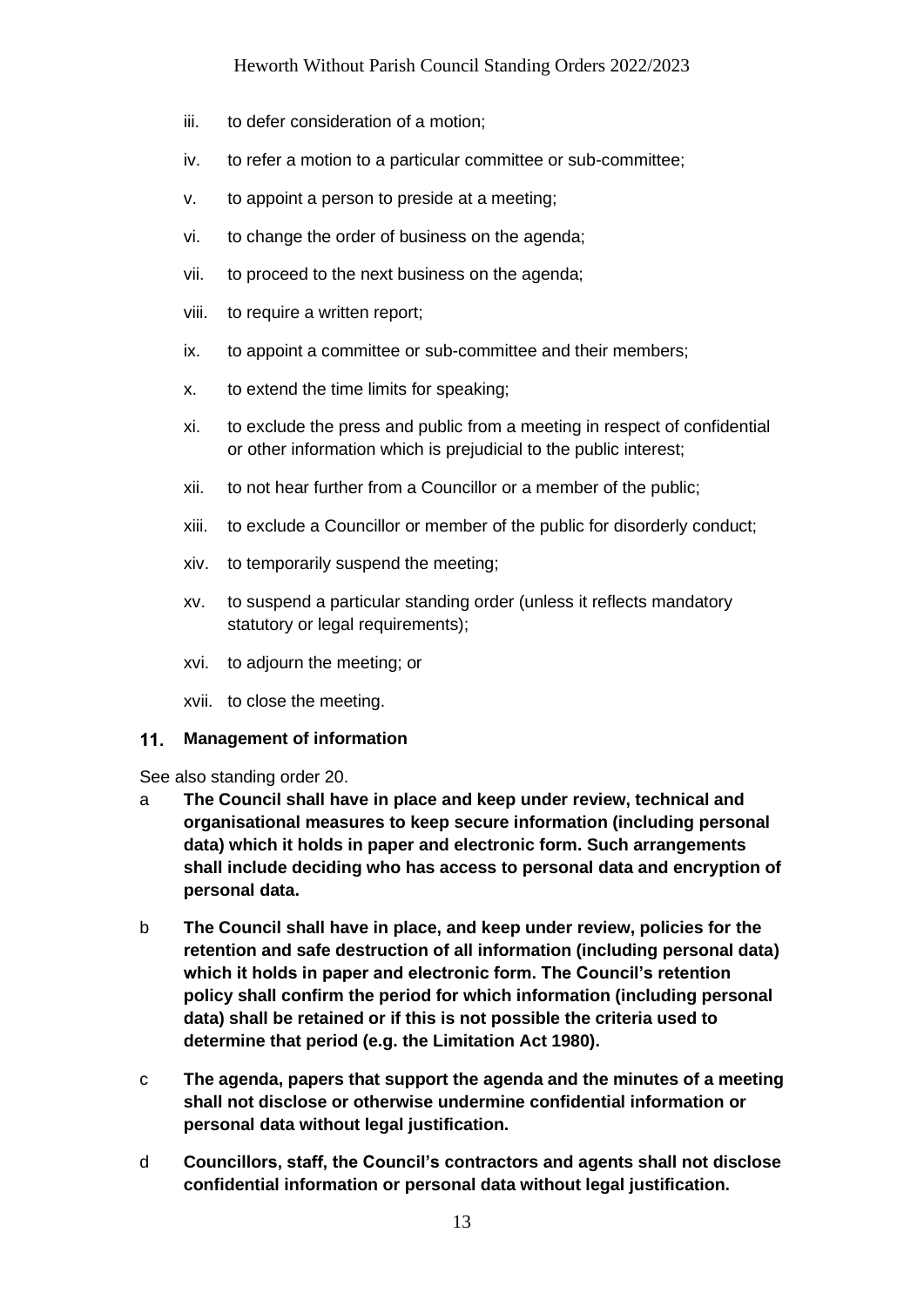iii. to defer consideration of a motion;

iv. to refer a motion to a particular committee or sub-committee;

v. to appoint a person to preside at a meeting;

vi. to change the order of business on the agenda;

vii. to proceed to the next business on the agenda;

viii. to require a written report;

ix. to appoint a committee or sub-committee and their members;

x. to extend the time limits for speaking;

xi. to exclude the press and public from a meeting in respect of confidential or other information which is prejudicial to the public interest;

xii. to not hear further from a Councillor or a member of the public;

xiii. to exclude a Councillor or member of the public for disorderly conduct;

xiv. to temporarily suspend the meeting;

xv. to suspend a particular standing order (unless it reflects mandatory statutory or legal requirements);

xvi. to adjourn the meeting; or

xvii. to close the meeting.

## 11. Management of information

See also standing order 20.

a **The Council shall have in place and keep under review, technical and organisational measures to keep secure information (including personal data) which it holds in paper and electronic form. Such arrangements shall include deciding who has access to personal data and encryption of personal data.**

b **The Council shall have in place, and keep under review, policies for the retention and safe destruction of all information (including personal data) which it holds in paper and electronic form. The Council's retention policy shall confirm the period for which information (including personal data) shall be retained or if this is not possible the criteria used to determine that period (e.g. the Limitation Act 1980).**

c **The agenda, papers that support the agenda and the minutes of a meeting shall not disclose or otherwise undermine confidential information or personal data without legal justification.**

d **Councillors, staff, the Council's contractors and agents shall not disclose confidential information or personal data without legal justification.**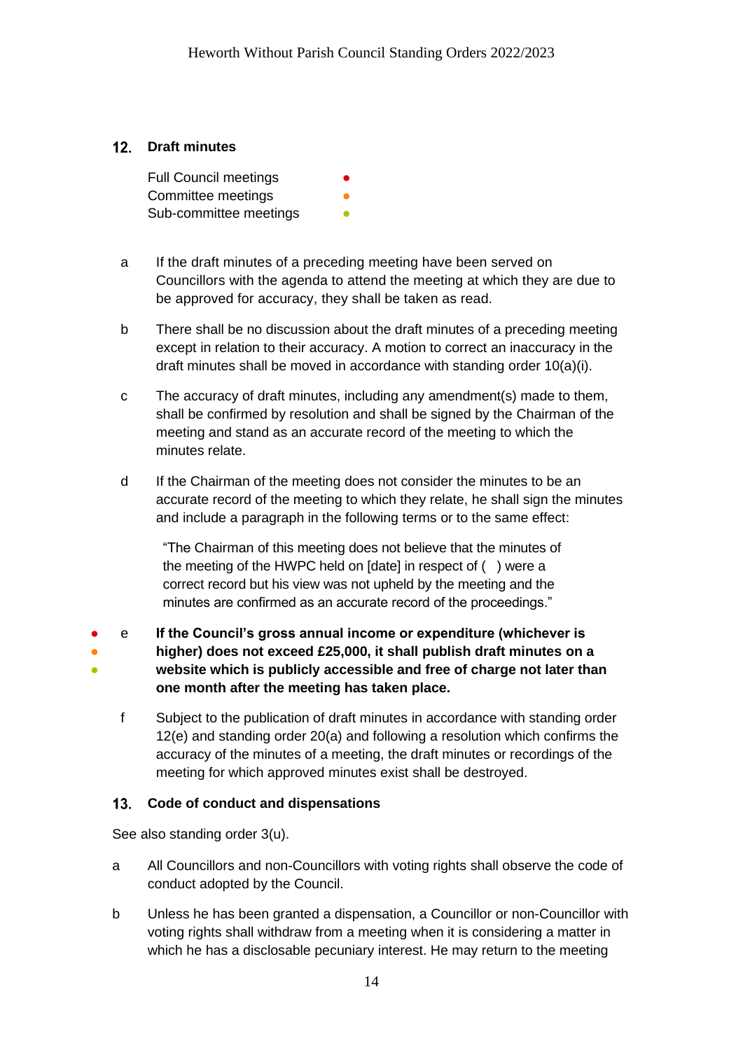## 12. Draft minutes

Full Council meetings ●
Committee meetings ●
Sub-committee meetings ●

a If the draft minutes of a preceding meeting have been served on Councillors with the agenda to attend the meeting at which they are due to be approved for accuracy, they shall be taken as read.

b There shall be no discussion about the draft minutes of a preceding meeting except in relation to their accuracy. A motion to correct an inaccuracy in the draft minutes shall be moved in accordance with standing order 10(a)(i).

c The accuracy of draft minutes, including any amendment(s) made to them, shall be confirmed by resolution and shall be signed by the Chairman of the meeting and stand as an accurate record of the meeting to which the minutes relate.

d If the Chairman of the meeting does not consider the minutes to be an accurate record of the meeting to which they relate, he shall sign the minutes and include a paragraph in the following terms or to the same effect:

> "The Chairman of this meeting does not believe that the minutes of the meeting of the HWPC held on [date] in respect of ( ) were a correct record but his view was not upheld by the meeting and the minutes are confirmed as an accurate record of the proceedings."

● ● ● e **If the Council's gross annual income or expenditure (whichever is higher) does not exceed £25,000, it shall publish draft minutes on a website which is publicly accessible and free of charge not later than one month after the meeting has taken place.**

f Subject to the publication of draft minutes in accordance with standing order 12(e) and standing order 20(a) and following a resolution which confirms the accuracy of the minutes of a meeting, the draft minutes or recordings of the meeting for which approved minutes exist shall be destroyed.

## 13. Code of conduct and dispensations

See also standing order 3(u).

a All Councillors and non-Councillors with voting rights shall observe the code of conduct adopted by the Council.

b Unless he has been granted a dispensation, a Councillor or non-Councillor with voting rights shall withdraw from a meeting when it is considering a matter in which he has a disclosable pecuniary interest. He may return to the meeting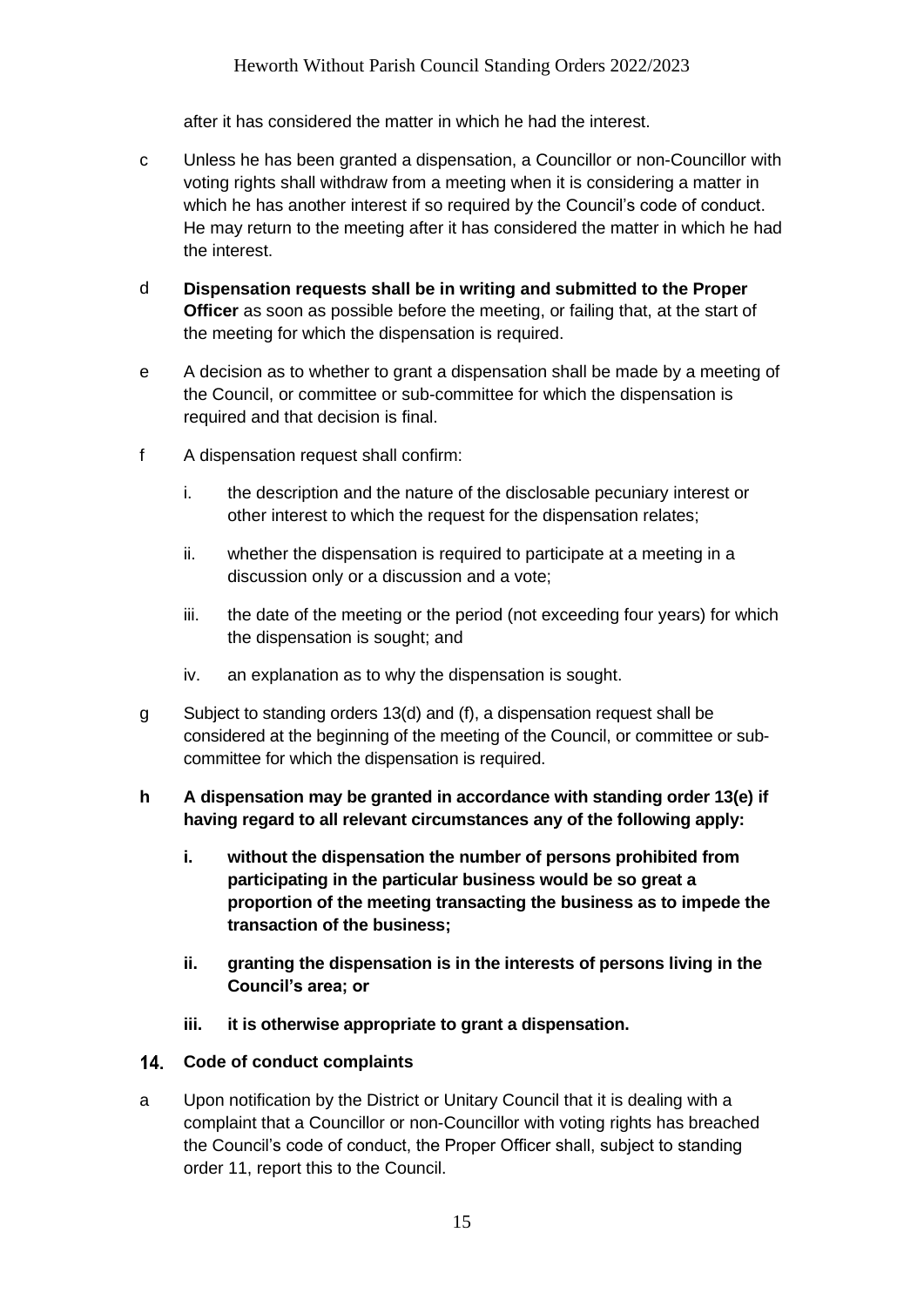after it has considered the matter in which he had the interest.

c Unless he has been granted a dispensation, a Councillor or non-Councillor with voting rights shall withdraw from a meeting when it is considering a matter in which he has another interest if so required by the Council's code of conduct. He may return to the meeting after it has considered the matter in which he had the interest.

d **Dispensation requests shall be in writing and submitted to the Proper Officer** as soon as possible before the meeting, or failing that, at the start of the meeting for which the dispensation is required.

e A decision as to whether to grant a dispensation shall be made by a meeting of the Council, or committee or sub-committee for which the dispensation is required and that decision is final.

f A dispensation request shall confirm:

i. the description and the nature of the disclosable pecuniary interest or other interest to which the request for the dispensation relates;

ii. whether the dispensation is required to participate at a meeting in a discussion only or a discussion and a vote;

iii. the date of the meeting or the period (not exceeding four years) for which the dispensation is sought; and

iv. an explanation as to why the dispensation is sought.

g Subject to standing orders 13(d) and (f), a dispensation request shall be considered at the beginning of the meeting of the Council, or committee or sub-committee for which the dispensation is required.

**h A dispensation may be granted in accordance with standing order 13(e) if having regard to all relevant circumstances any of the following apply:**

**i. without the dispensation the number of persons prohibited from participating in the particular business would be so great a proportion of the meeting transacting the business as to impede the transaction of the business;**

**ii. granting the dispensation is in the interests of persons living in the Council's area; or**

**iii. it is otherwise appropriate to grant a dispensation.**

## 14. Code of conduct complaints

a Upon notification by the District or Unitary Council that it is dealing with a complaint that a Councillor or non-Councillor with voting rights has breached the Council's code of conduct, the Proper Officer shall, subject to standing order 11, report this to the Council.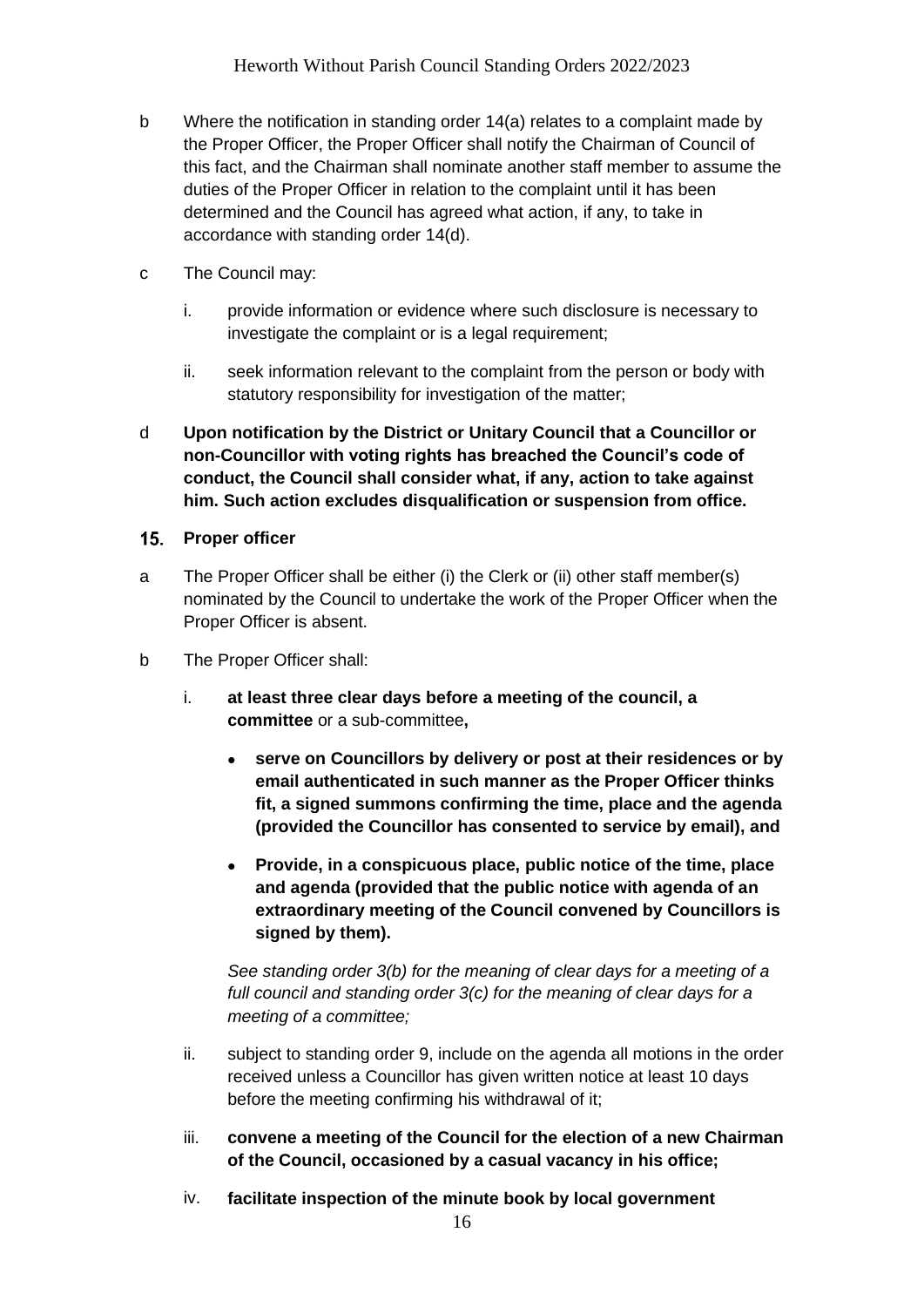b Where the notification in standing order 14(a) relates to a complaint made by the Proper Officer, the Proper Officer shall notify the Chairman of Council of this fact, and the Chairman shall nominate another staff member to assume the duties of the Proper Officer in relation to the complaint until it has been determined and the Council has agreed what action, if any, to take in accordance with standing order 14(d).

c The Council may:

   i. provide information or evidence where such disclosure is necessary to investigate the complaint or is a legal requirement;

   ii. seek information relevant to the complaint from the person or body with statutory responsibility for investigation of the matter;

d **Upon notification by the District or Unitary Council that a Councillor or non-Councillor with voting rights has breached the Council's code of conduct, the Council shall consider what, if any, action to take against him. Such action excludes disqualification or suspension from office.**

## 15. Proper officer

a The Proper Officer shall be either (i) the Clerk or (ii) other staff member(s) nominated by the Council to undertake the work of the Proper Officer when the Proper Officer is absent.

b The Proper Officer shall:

   i. **at least three clear days before a meeting of the council, a committee** or a sub-committee**,**

      - **serve on Councillors by delivery or post at their residences or by email authenticated in such manner as the Proper Officer thinks fit, a signed summons confirming the time, place and the agenda (provided the Councillor has consented to service by email), and**

      - **Provide, in a conspicuous place, public notice of the time, place and agenda (provided that the public notice with agenda of an extraordinary meeting of the Council convened by Councillors is signed by them).**

      *See standing order 3(b) for the meaning of clear days for a meeting of a full council and standing order 3(c) for the meaning of clear days for a meeting of a committee;*

   ii. subject to standing order 9, include on the agenda all motions in the order received unless a Councillor has given written notice at least 10 days before the meeting confirming his withdrawal of it;

   iii. **convene a meeting of the Council for the election of a new Chairman of the Council, occasioned by a casual vacancy in his office;**

   iv. **facilitate inspection of the minute book by local government**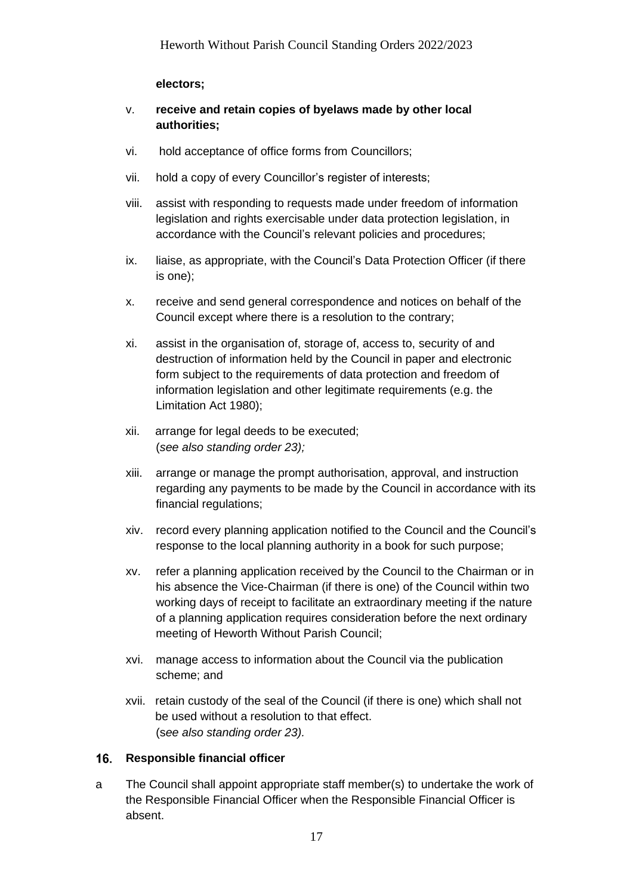**electors;**

v. **receive and retain copies of byelaws made by other local authorities;**

vi. hold acceptance of office forms from Councillors;

vii. hold a copy of every Councillor's register of interests;

viii. assist with responding to requests made under freedom of information legislation and rights exercisable under data protection legislation, in accordance with the Council's relevant policies and procedures;

ix. liaise, as appropriate, with the Council's Data Protection Officer (if there is one);

x. receive and send general correspondence and notices on behalf of the Council except where there is a resolution to the contrary;

xi. assist in the organisation of, storage of, access to, security of and destruction of information held by the Council in paper and electronic form subject to the requirements of data protection and freedom of information legislation and other legitimate requirements (e.g. the Limitation Act 1980);

xii. arrange for legal deeds to be executed;
(*see also standing order 23);*

xiii. arrange or manage the prompt authorisation, approval, and instruction regarding any payments to be made by the Council in accordance with its financial regulations;

xiv. record every planning application notified to the Council and the Council's response to the local planning authority in a book for such purpose;

xv. refer a planning application received by the Council to the Chairman or in his absence the Vice-Chairman (if there is one) of the Council within two working days of receipt to facilitate an extraordinary meeting if the nature of a planning application requires consideration before the next ordinary meeting of Heworth Without Parish Council;

xvi. manage access to information about the Council via the publication scheme; and

xvii. retain custody of the seal of the Council (if there is one) which shall not be used without a resolution to that effect.
(s*ee also standing order 23).*

## 16. Responsible financial officer

a The Council shall appoint appropriate staff member(s) to undertake the work of the Responsible Financial Officer when the Responsible Financial Officer is absent.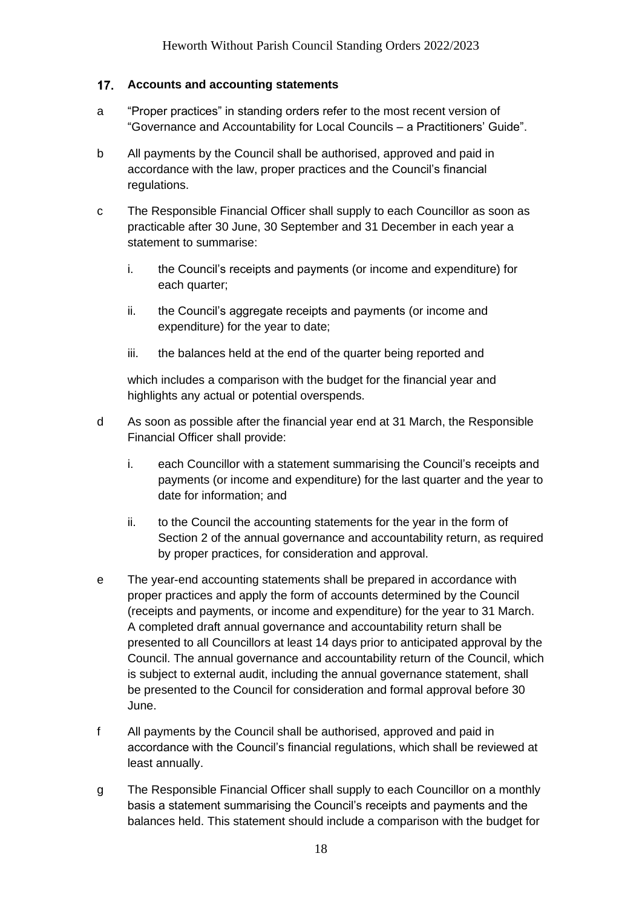## 17. Accounts and accounting statements

a "Proper practices" in standing orders refer to the most recent version of "Governance and Accountability for Local Councils – a Practitioners' Guide".

b All payments by the Council shall be authorised, approved and paid in accordance with the law, proper practices and the Council's financial regulations.

c The Responsible Financial Officer shall supply to each Councillor as soon as practicable after 30 June, 30 September and 31 December in each year a statement to summarise:

i. the Council's receipts and payments (or income and expenditure) for each quarter;

ii. the Council's aggregate receipts and payments (or income and expenditure) for the year to date;

iii. the balances held at the end of the quarter being reported and

which includes a comparison with the budget for the financial year and highlights any actual or potential overspends.

d As soon as possible after the financial year end at 31 March, the Responsible Financial Officer shall provide:

i. each Councillor with a statement summarising the Council's receipts and payments (or income and expenditure) for the last quarter and the year to date for information; and

ii. to the Council the accounting statements for the year in the form of Section 2 of the annual governance and accountability return, as required by proper practices, for consideration and approval.

e The year-end accounting statements shall be prepared in accordance with proper practices and apply the form of accounts determined by the Council (receipts and payments, or income and expenditure) for the year to 31 March. A completed draft annual governance and accountability return shall be presented to all Councillors at least 14 days prior to anticipated approval by the Council. The annual governance and accountability return of the Council, which is subject to external audit, including the annual governance statement, shall be presented to the Council for consideration and formal approval before 30 June.

f All payments by the Council shall be authorised, approved and paid in accordance with the Council's financial regulations, which shall be reviewed at least annually.

g The Responsible Financial Officer shall supply to each Councillor on a monthly basis a statement summarising the Council's receipts and payments and the balances held. This statement should include a comparison with the budget for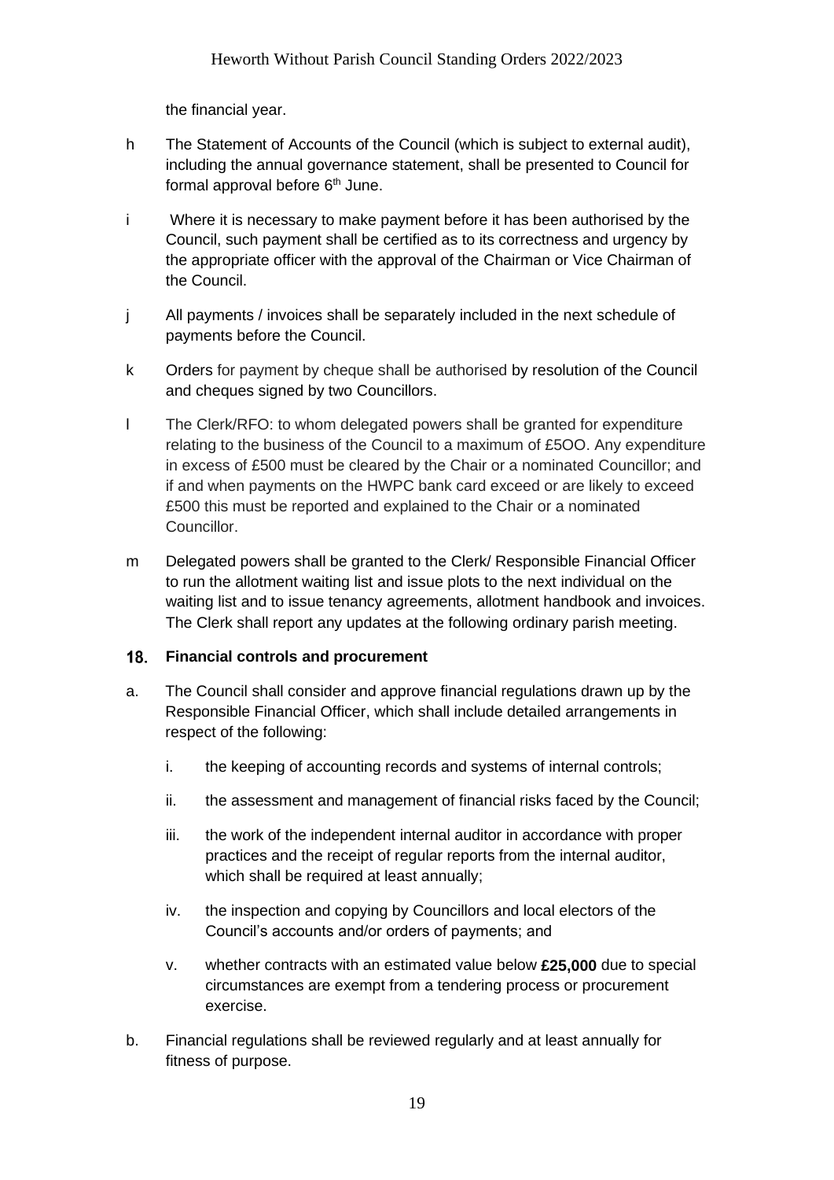the financial year.

h The Statement of Accounts of the Council (which is subject to external audit), including the annual governance statement, shall be presented to Council for formal approval before 6th June.

i Where it is necessary to make payment before it has been authorised by the Council, such payment shall be certified as to its correctness and urgency by the appropriate officer with the approval of the Chairman or Vice Chairman of the Council.

j All payments / invoices shall be separately included in the next schedule of payments before the Council.

k Orders for payment by cheque shall be authorised by resolution of the Council and cheques signed by two Councillors.

l The Clerk/RFO: to whom delegated powers shall be granted for expenditure relating to the business of the Council to a maximum of £5OO. Any expenditure in excess of £500 must be cleared by the Chair or a nominated Councillor; and if and when payments on the HWPC bank card exceed or are likely to exceed £500 this must be reported and explained to the Chair or a nominated Councillor.

m Delegated powers shall be granted to the Clerk/ Responsible Financial Officer to run the allotment waiting list and issue plots to the next individual on the waiting list and to issue tenancy agreements, allotment handbook and invoices. The Clerk shall report any updates at the following ordinary parish meeting.

## 18. Financial controls and procurement

a. The Council shall consider and approve financial regulations drawn up by the Responsible Financial Officer, which shall include detailed arrangements in respect of the following:

   i. the keeping of accounting records and systems of internal controls;

   ii. the assessment and management of financial risks faced by the Council;

   iii. the work of the independent internal auditor in accordance with proper practices and the receipt of regular reports from the internal auditor, which shall be required at least annually;

   iv. the inspection and copying by Councillors and local electors of the Council's accounts and/or orders of payments; and

   v. whether contracts with an estimated value below **£25,000** due to special circumstances are exempt from a tendering process or procurement exercise.

b. Financial regulations shall be reviewed regularly and at least annually for fitness of purpose.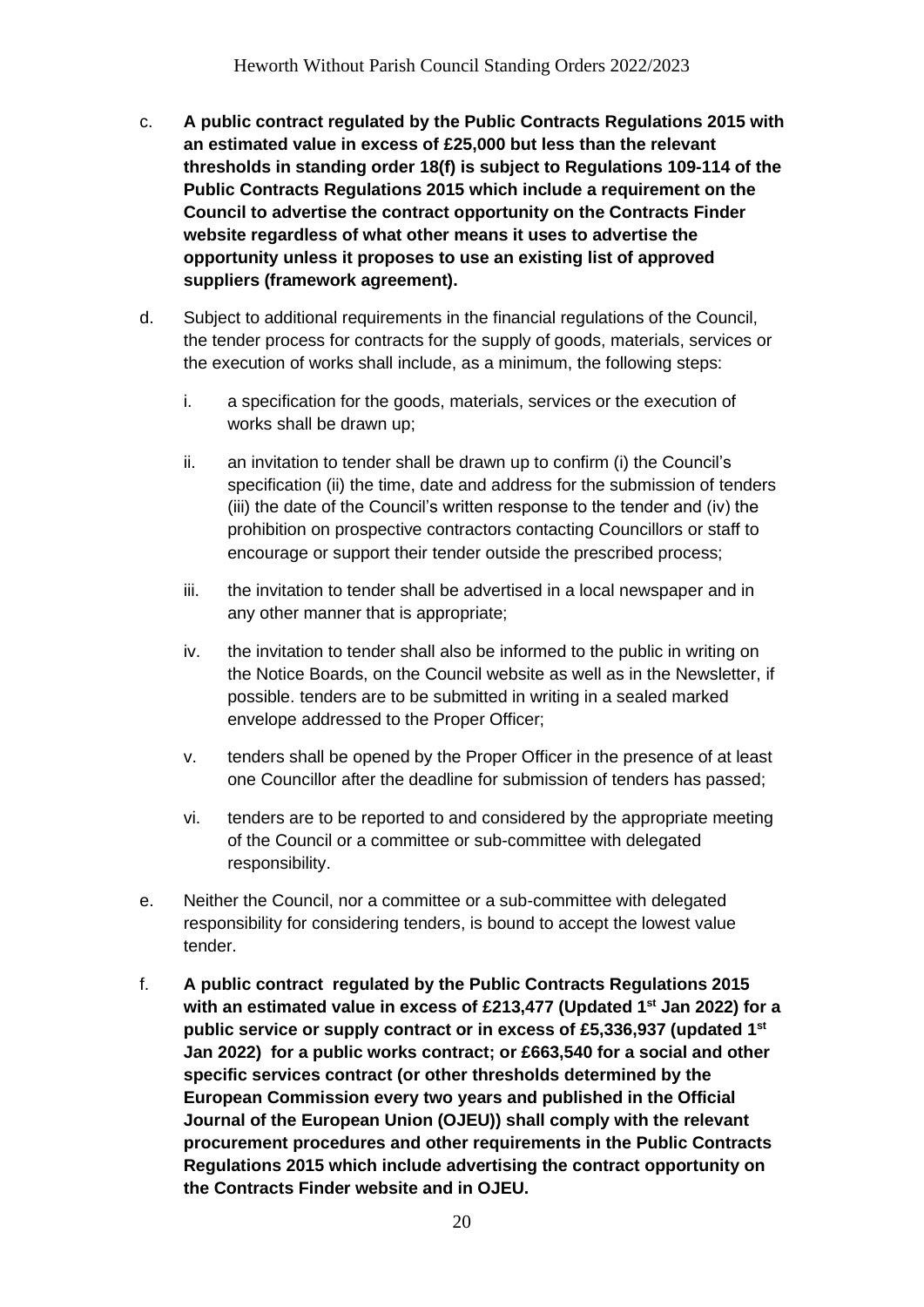c. **A public contract regulated by the Public Contracts Regulations 2015 with an estimated value in excess of £25,000 but less than the relevant thresholds in standing order 18(f) is subject to Regulations 109-114 of the Public Contracts Regulations 2015 which include a requirement on the Council to advertise the contract opportunity on the Contracts Finder website regardless of what other means it uses to advertise the opportunity unless it proposes to use an existing list of approved suppliers (framework agreement).**

d. Subject to additional requirements in the financial regulations of the Council, the tender process for contracts for the supply of goods, materials, services or the execution of works shall include, as a minimum, the following steps:

   i. a specification for the goods, materials, services or the execution of works shall be drawn up;

   ii. an invitation to tender shall be drawn up to confirm (i) the Council's specification (ii) the time, date and address for the submission of tenders (iii) the date of the Council's written response to the tender and (iv) the prohibition on prospective contractors contacting Councillors or staff to encourage or support their tender outside the prescribed process;

   iii. the invitation to tender shall be advertised in a local newspaper and in any other manner that is appropriate;

   iv. the invitation to tender shall also be informed to the public in writing on the Notice Boards, on the Council website as well as in the Newsletter, if possible. tenders are to be submitted in writing in a sealed marked envelope addressed to the Proper Officer;

   v. tenders shall be opened by the Proper Officer in the presence of at least one Councillor after the deadline for submission of tenders has passed;

   vi. tenders are to be reported to and considered by the appropriate meeting of the Council or a committee or sub-committee with delegated responsibility.

e. Neither the Council, nor a committee or a sub-committee with delegated responsibility for considering tenders, is bound to accept the lowest value tender.

f. **A public contract regulated by the Public Contracts Regulations 2015 with an estimated value in excess of £213,477 (Updated 1st Jan 2022) for a public service or supply contract or in excess of £5,336,937 (updated 1st Jan 2022) for a public works contract; or £663,540 for a social and other specific services contract (or other thresholds determined by the European Commission every two years and published in the Official Journal of the European Union (OJEU)) shall comply with the relevant procurement procedures and other requirements in the Public Contracts Regulations 2015 which include advertising the contract opportunity on the Contracts Finder website and in OJEU.**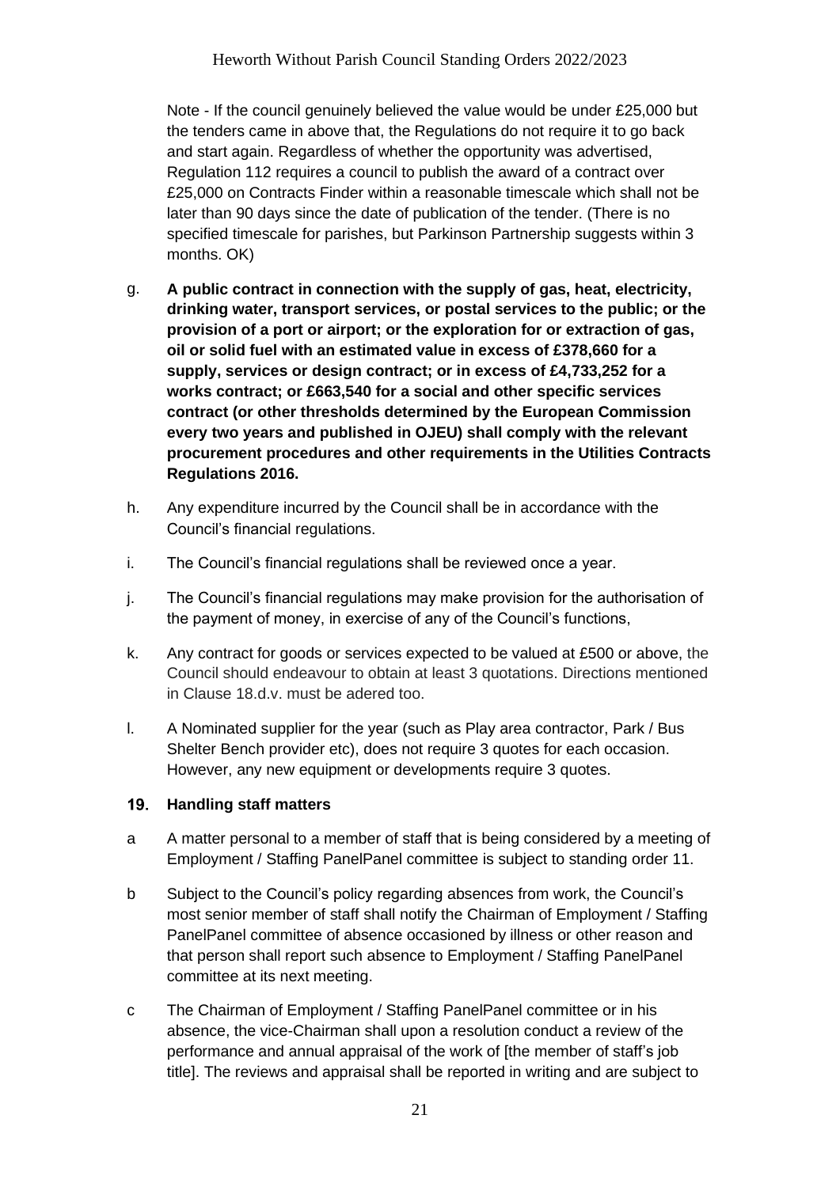Note - If the council genuinely believed the value would be under £25,000 but the tenders came in above that, the Regulations do not require it to go back and start again. Regardless of whether the opportunity was advertised, Regulation 112 requires a council to publish the award of a contract over £25,000 on Contracts Finder within a reasonable timescale which shall not be later than 90 days since the date of publication of the tender. (There is no specified timescale for parishes, but Parkinson Partnership suggests within 3 months. OK)

g. **A public contract in connection with the supply of gas, heat, electricity, drinking water, transport services, or postal services to the public; or the provision of a port or airport; or the exploration for or extraction of gas, oil or solid fuel with an estimated value in excess of £378,660 for a supply, services or design contract; or in excess of £4,733,252 for a works contract; or £663,540 for a social and other specific services contract (or other thresholds determined by the European Commission every two years and published in OJEU) shall comply with the relevant procurement procedures and other requirements in the Utilities Contracts Regulations 2016.**

h. Any expenditure incurred by the Council shall be in accordance with the Council's financial regulations.

i. The Council's financial regulations shall be reviewed once a year.

j. The Council's financial regulations may make provision for the authorisation of the payment of money, in exercise of any of the Council's functions,

k. Any contract for goods or services expected to be valued at £500 or above, the Council should endeavour to obtain at least 3 quotations. Directions mentioned in Clause 18.d.v. must be adered too.

l. A Nominated supplier for the year (such as Play area contractor, Park / Bus Shelter Bench provider etc), does not require 3 quotes for each occasion. However, any new equipment or developments require 3 quotes.

## 19. Handling staff matters

a A matter personal to a member of staff that is being considered by a meeting of Employment / Staffing PanelPanel committee is subject to standing order 11.

b Subject to the Council's policy regarding absences from work, the Council's most senior member of staff shall notify the Chairman of Employment / Staffing PanelPanel committee of absence occasioned by illness or other reason and that person shall report such absence to Employment / Staffing PanelPanel committee at its next meeting.

c The Chairman of Employment / Staffing PanelPanel committee or in his absence, the vice-Chairman shall upon a resolution conduct a review of the performance and annual appraisal of the work of [the member of staff's job title]. The reviews and appraisal shall be reported in writing and are subject to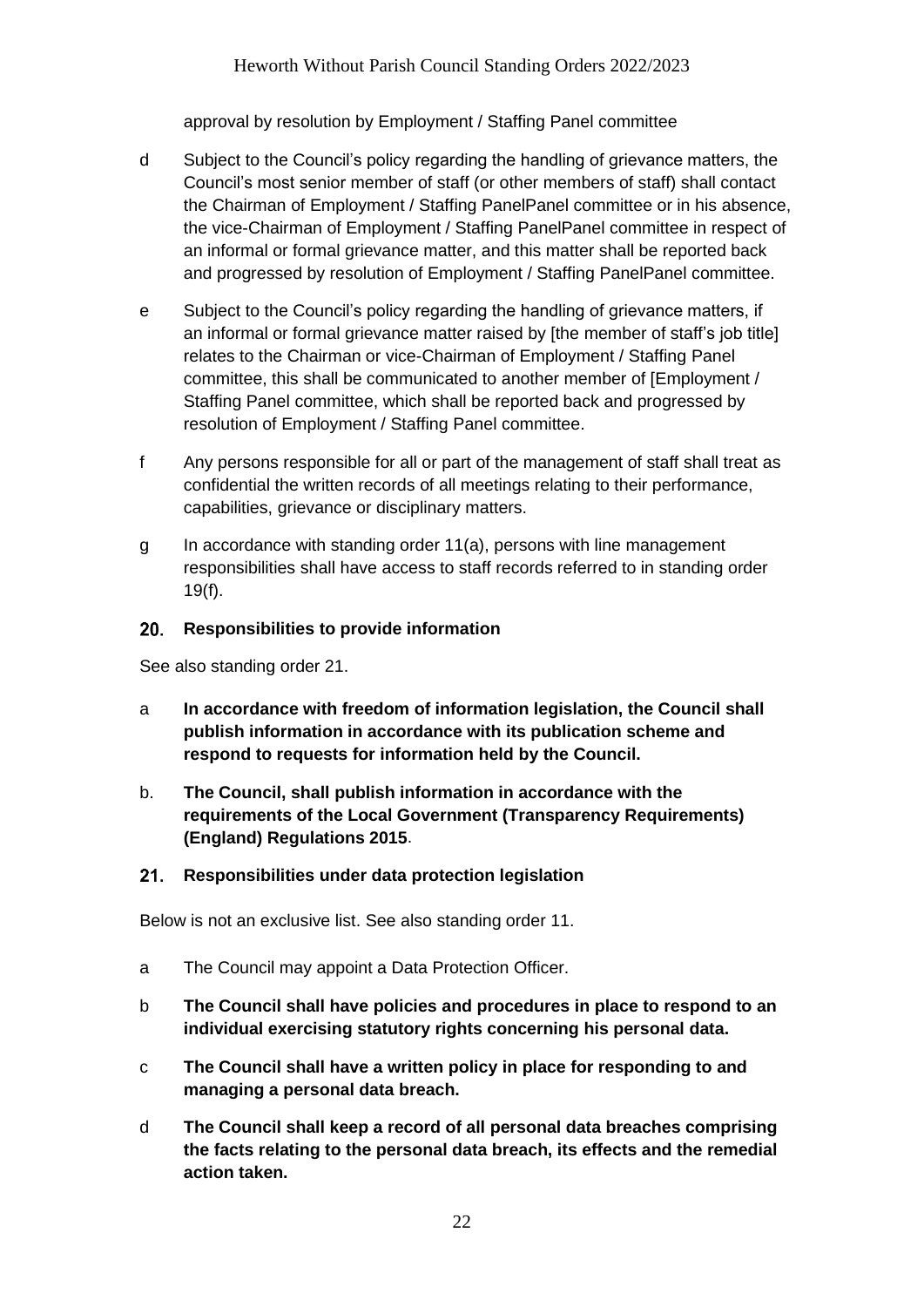approval by resolution by Employment / Staffing Panel committee

d Subject to the Council's policy regarding the handling of grievance matters, the Council's most senior member of staff (or other members of staff) shall contact the Chairman of Employment / Staffing PanelPanel committee or in his absence, the vice-Chairman of Employment / Staffing PanelPanel committee in respect of an informal or formal grievance matter, and this matter shall be reported back and progressed by resolution of Employment / Staffing PanelPanel committee.

e Subject to the Council's policy regarding the handling of grievance matters, if an informal or formal grievance matter raised by [the member of staff's job title] relates to the Chairman or vice-Chairman of Employment / Staffing Panel committee, this shall be communicated to another member of [Employment / Staffing Panel committee, which shall be reported back and progressed by resolution of Employment / Staffing Panel committee.

f Any persons responsible for all or part of the management of staff shall treat as confidential the written records of all meetings relating to their performance, capabilities, grievance or disciplinary matters.

g In accordance with standing order 11(a), persons with line management responsibilities shall have access to staff records referred to in standing order 19(f).

## 20. Responsibilities to provide information

See also standing order 21.

a **In accordance with freedom of information legislation, the Council shall publish information in accordance with its publication scheme and respond to requests for information held by the Council.**

b. **The Council, shall publish information in accordance with the requirements of the Local Government (Transparency Requirements) (England) Regulations 2015**.

## 21. Responsibilities under data protection legislation

Below is not an exclusive list. See also standing order 11.

a The Council may appoint a Data Protection Officer.

b **The Council shall have policies and procedures in place to respond to an individual exercising statutory rights concerning his personal data.**

c **The Council shall have a written policy in place for responding to and managing a personal data breach.**

d **The Council shall keep a record of all personal data breaches comprising the facts relating to the personal data breach, its effects and the remedial action taken.**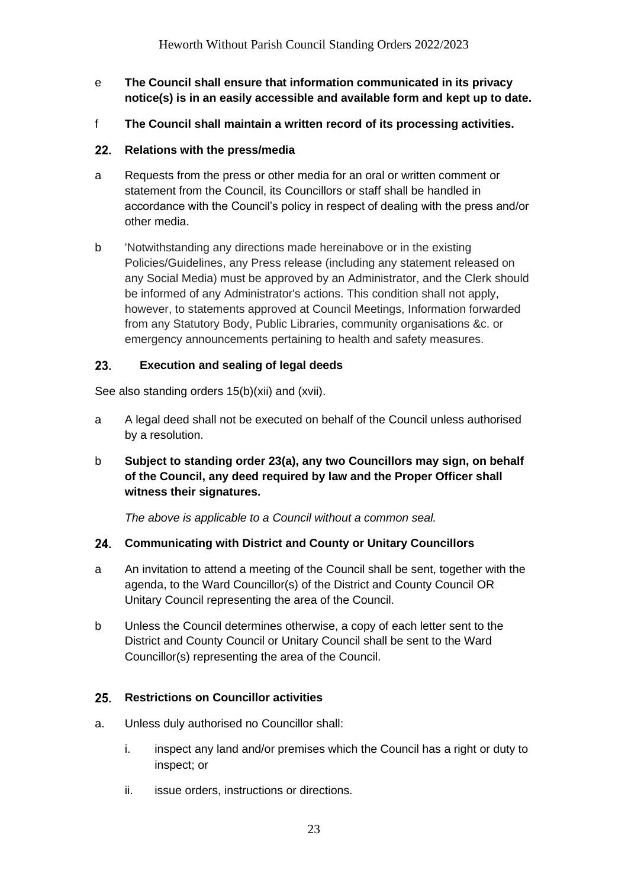e **The Council shall ensure that information communicated in its privacy notice(s) is in an easily accessible and available form and kept up to date.**

f **The Council shall maintain a written record of its processing activities.**

## 22. Relations with the press/media

a Requests from the press or other media for an oral or written comment or statement from the Council, its Councillors or staff shall be handled in accordance with the Council's policy in respect of dealing with the press and/or other media.

b 'Notwithstanding any directions made hereinabove or in the existing Policies/Guidelines, any Press release (including any statement released on any Social Media) must be approved by an Administrator, and the Clerk should be informed of any Administrator's actions. This condition shall not apply, however, to statements approved at Council Meetings, Information forwarded from any Statutory Body, Public Libraries, community organisations &c. or emergency announcements pertaining to health and safety measures.

## 23. Execution and sealing of legal deeds

See also standing orders 15(b)(xii) and (xvii).

a A legal deed shall not be executed on behalf of the Council unless authorised by a resolution.

b **Subject to standing order 23(a), any two Councillors may sign, on behalf of the Council, any deed required by law and the Proper Officer shall witness their signatures.**

*The above is applicable to a Council without a common seal.*

## 24. Communicating with District and County or Unitary Councillors

a An invitation to attend a meeting of the Council shall be sent, together with the agenda, to the Ward Councillor(s) of the District and County Council OR Unitary Council representing the area of the Council.

b Unless the Council determines otherwise, a copy of each letter sent to the District and County Council or Unitary Council shall be sent to the Ward Councillor(s) representing the area of the Council.

## 25. Restrictions on Councillor activities

a. Unless duly authorised no Councillor shall:

   i. inspect any land and/or premises which the Council has a right or duty to inspect; or

   ii. issue orders, instructions or directions.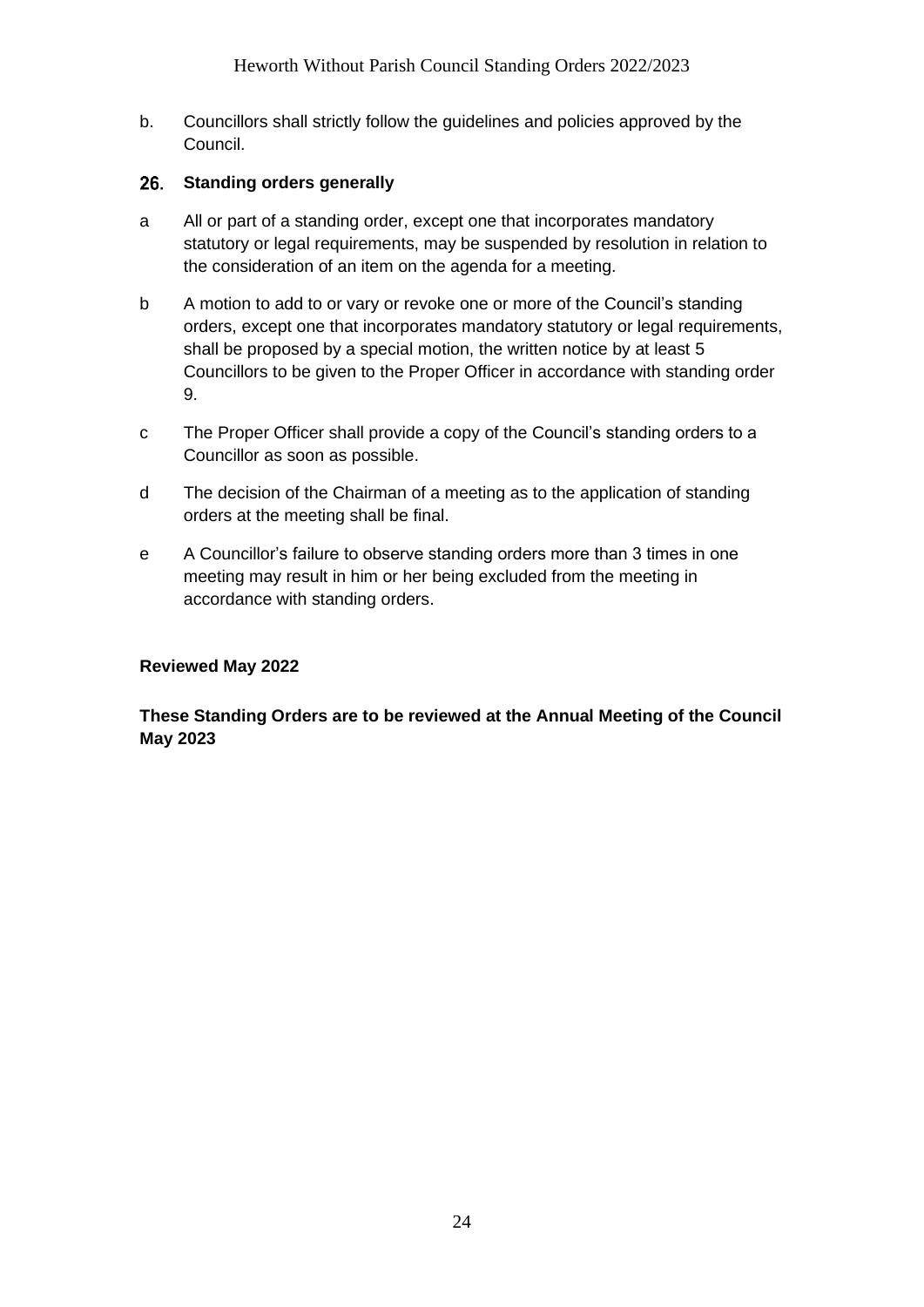b. Councillors shall strictly follow the guidelines and policies approved by the Council.

## 26. Standing orders generally

a All or part of a standing order, except one that incorporates mandatory statutory or legal requirements, may be suspended by resolution in relation to the consideration of an item on the agenda for a meeting.

b A motion to add to or vary or revoke one or more of the Council's standing orders, except one that incorporates mandatory statutory or legal requirements, shall be proposed by a special motion, the written notice by at least 5 Councillors to be given to the Proper Officer in accordance with standing order 9.

c The Proper Officer shall provide a copy of the Council's standing orders to a Councillor as soon as possible.

d The decision of the Chairman of a meeting as to the application of standing orders at the meeting shall be final.

e A Councillor's failure to observe standing orders more than 3 times in one meeting may result in him or her being excluded from the meeting in accordance with standing orders.

**Reviewed May 2022**

**These Standing Orders are to be reviewed at the Annual Meeting of the Council May 2023**